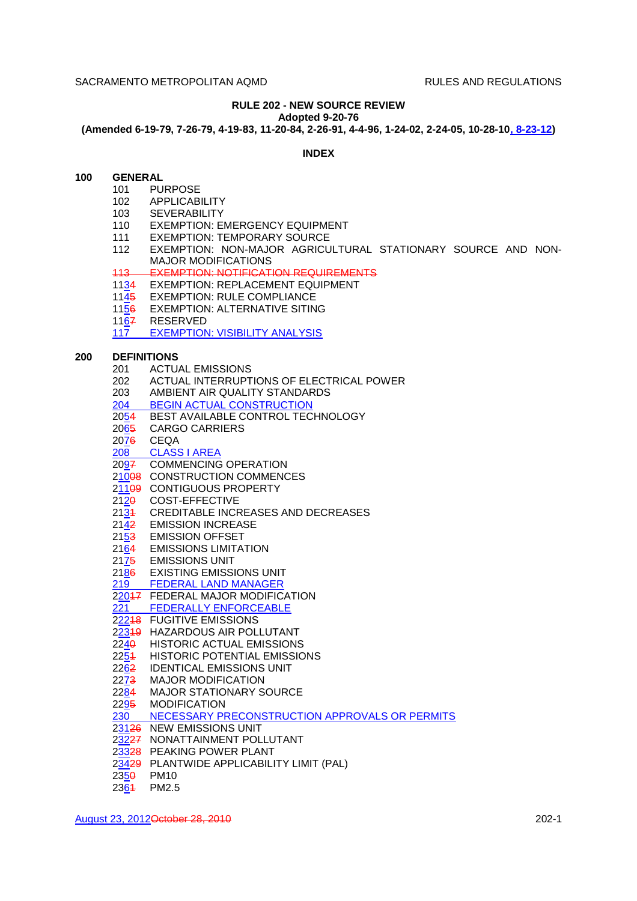# RULE 202 - NEW SOURCE REVIEW

**Adopted 9-20-76**

**(Amended 6-19-79, 7-26-79, 4-19-83, 11-20-84, 2-26-91, 4-4-96, 1-24-02, 2-24-05, 10-28-10, 8-23-12)**

## INDEX

**100 GENERAL**

- 101 PURPOSE
- 102 APPLICABILITY
- 103 SEVERABILITY
- 110 EXEMPTION: EMERGENCY EQUIPMENT
- 111 EXEMPTION: TEMPORARY SOURCE
- 112 EXEMPTION: NON-MAJOR AGRICULTURAL STATIONARY SOURCE AND NON-MAJOR MODIFICATIONS
- ~~113 EXEMPTION: NOTIFICATION REQUIREMENTS~~
- 113~~4~~ EXEMPTION: REPLACEMENT EQUIPMENT
- 114~~5~~ EXEMPTION: RULE COMPLIANCE
- 115~~6~~ EXEMPTION: ALTERNATIVE SITING
- 116~~7~~ RESERVED
- 117 EXEMPTION: VISIBILITY ANALYSIS

**200 DEFINITIONS**

- 201 ACTUAL EMISSIONS
- 202 ACTUAL INTERRUPTIONS OF ELECTRICAL POWER
- 203 AMBIENT AIR QUALITY STANDARDS
- 204 BEGIN ACTUAL CONSTRUCTION
- 205~~4~~ BEST AVAILABLE CONTROL TECHNOLOGY
- 206~~5~~ CARGO CARRIERS
- 207~~6~~ CEQA
- 208 CLASS I AREA
- 209~~7~~ COMMENCING OPERATION
- 210~~08~~ CONSTRUCTION COMMENCES
- 211~~09~~ CONTIGUOUS PROPERTY
- 212~~0~~ COST-EFFECTIVE
- 213~~1~~ CREDITABLE INCREASES AND DECREASES
- 214~~2~~ EMISSION INCREASE
- 215~~3~~ EMISSION OFFSET
- 216~~4~~ EMISSIONS LIMITATION
- 217~~5~~ EMISSIONS UNIT
- 218~~6~~ EXISTING EMISSIONS UNIT
- 219 FEDERAL LAND MANAGER
- 220~~17~~ FEDERAL MAJOR MODIFICATION
- 221 FEDERALLY ENFORCEABLE
- 222~~18~~ FUGITIVE EMISSIONS
- 223~~19~~ HAZARDOUS AIR POLLUTANT
- 224~~0~~ HISTORIC ACTUAL EMISSIONS
- 225~~1~~ HISTORIC POTENTIAL EMISSIONS
- 226~~2~~ IDENTICAL EMISSIONS UNIT
- 227~~3~~ MAJOR MODIFICATION
- 228~~4~~ MAJOR STATIONARY SOURCE
- 229~~5~~ MODIFICATION
- 230 NECESSARY PRECONSTRUCTION APPROVALS OR PERMITS
- 231~~26~~ NEW EMISSIONS UNIT
- 232~~27~~ NONATTAINMENT POLLUTANT
- 233~~28~~ PEAKING POWER PLANT
- 234~~29~~ PLANTWIDE APPLICABILITY LIMIT (PAL)
- 235~~0~~ PM10
- 236~~1~~ PM2.5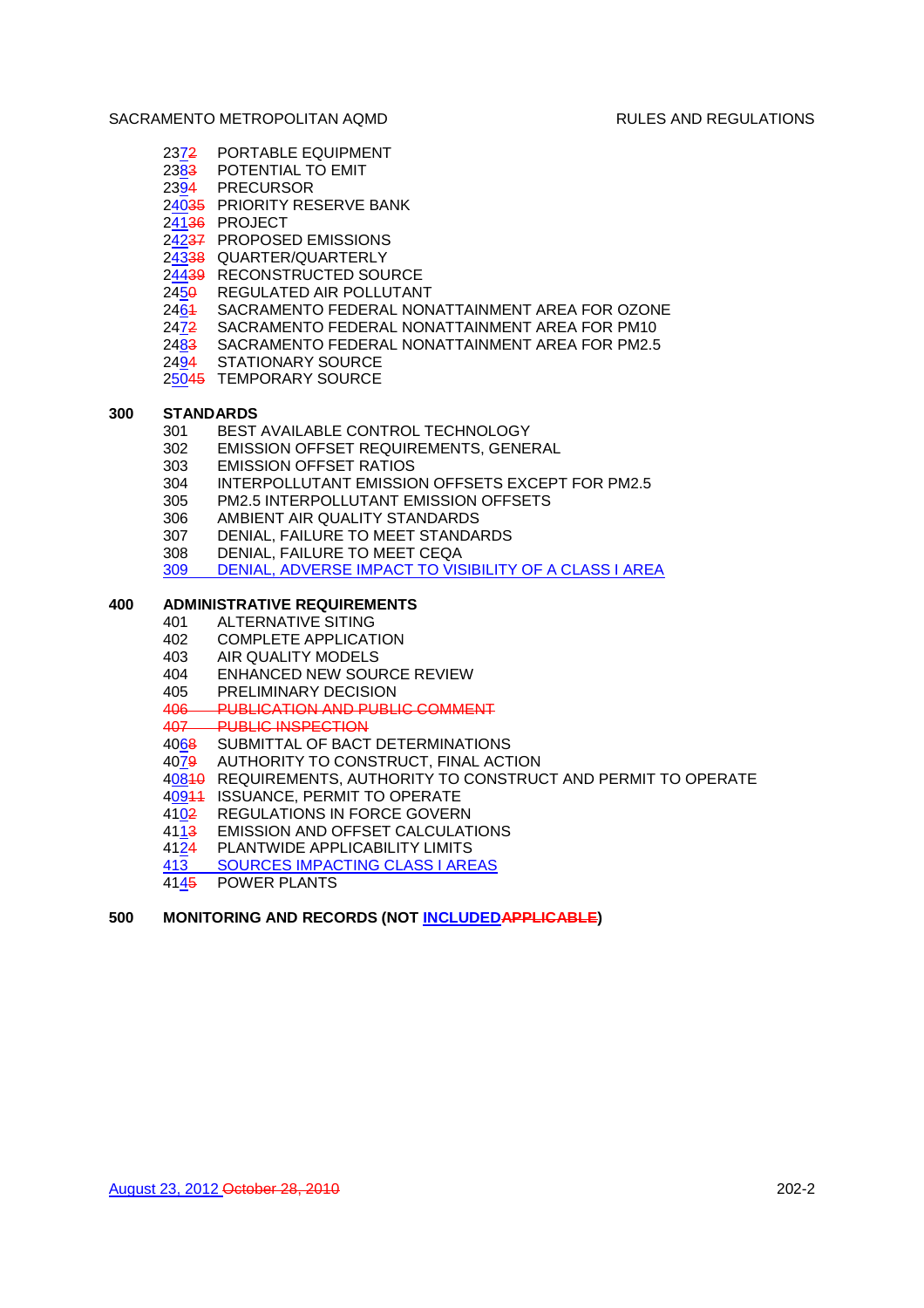2372 PORTABLE EQUIPMENT
2383 POTENTIAL TO EMIT
2394 PRECURSOR
24035 PRIORITY RESERVE BANK
24136 PROJECT
24237 PROPOSED EMISSIONS
24338 QUARTER/QUARTERLY
24439 RECONSTRUCTED SOURCE
2450 REGULATED AIR POLLUTANT
2461 SACRAMENTO FEDERAL NONATTAINMENT AREA FOR OZONE
2472 SACRAMENTO FEDERAL NONATTAINMENT AREA FOR PM10
2483 SACRAMENTO FEDERAL NONATTAINMENT AREA FOR PM2.5
2494 STATIONARY SOURCE
25045 TEMPORARY SOURCE

**300 STANDARDS**

301 BEST AVAILABLE CONTROL TECHNOLOGY
302 EMISSION OFFSET REQUIREMENTS, GENERAL
303 EMISSION OFFSET RATIOS
304 INTERPOLLUTANT EMISSION OFFSETS EXCEPT FOR PM2.5
305 PM2.5 INTERPOLLUTANT EMISSION OFFSETS
306 AMBIENT AIR QUALITY STANDARDS
307 DENIAL, FAILURE TO MEET STANDARDS
308 DENIAL, FAILURE TO MEET CEQA
309 DENIAL, ADVERSE IMPACT TO VISIBILITY OF A CLASS I AREA

**400 ADMINISTRATIVE REQUIREMENTS**

401 ALTERNATIVE SITING
402 COMPLETE APPLICATION
403 AIR QUALITY MODELS
404 ENHANCED NEW SOURCE REVIEW
405 PRELIMINARY DECISION
~~406 PUBLICATION AND PUBLIC COMMENT~~
~~407 PUBLIC INSPECTION~~
4068 SUBMITTAL OF BACT DETERMINATIONS
4079 AUTHORITY TO CONSTRUCT, FINAL ACTION
40810 REQUIREMENTS, AUTHORITY TO CONSTRUCT AND PERMIT TO OPERATE
40911 ISSUANCE, PERMIT TO OPERATE
4102 REGULATIONS IN FORCE GOVERN
4113 EMISSION AND OFFSET CALCULATIONS
4124 PLANTWIDE APPLICABILITY LIMITS
413 SOURCES IMPACTING CLASS I AREAS
4145 POWER PLANTS

**500 MONITORING AND RECORDS (NOT INCLUDED~~APPLICABLE~~)**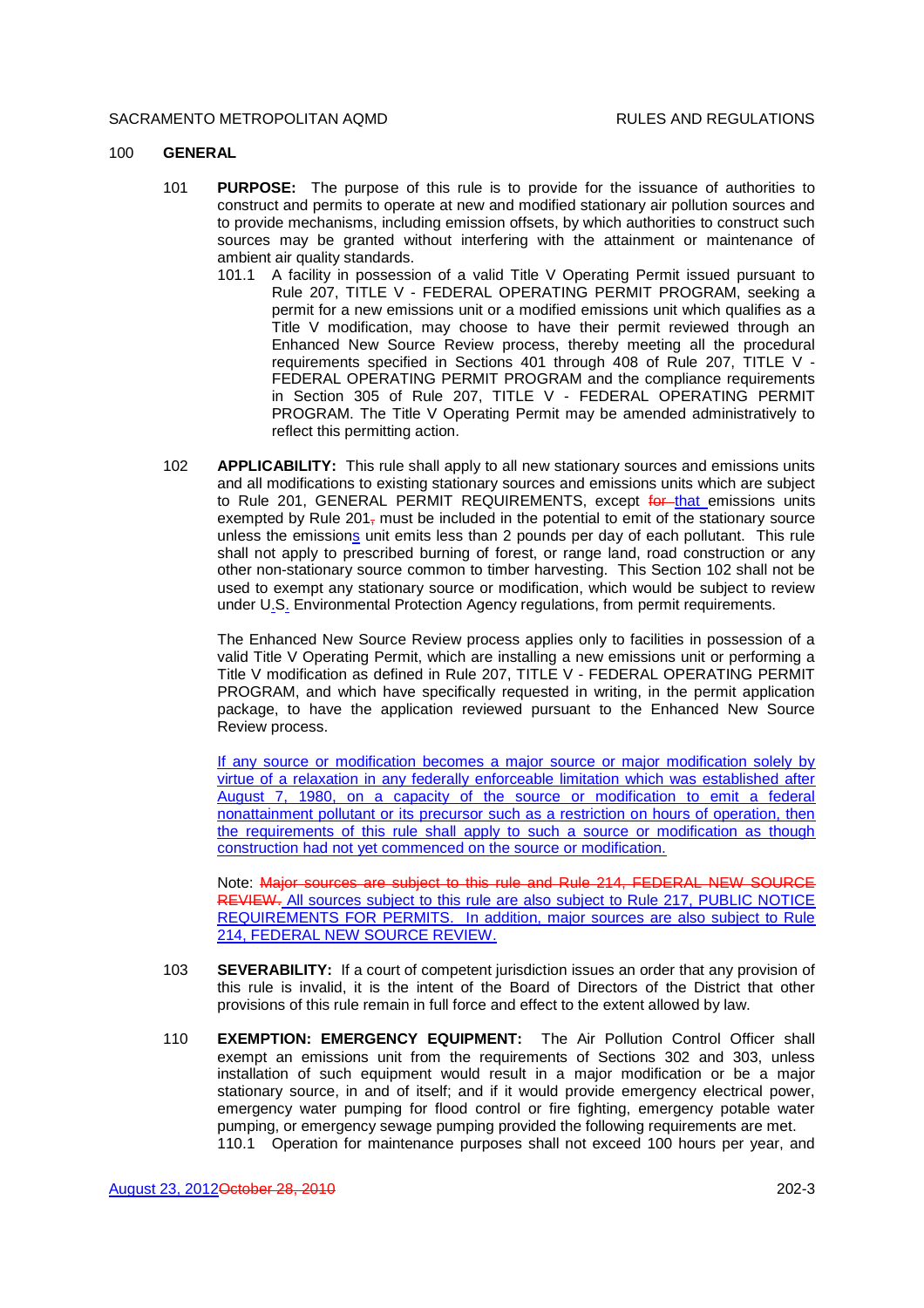## 100 GENERAL

**101 PURPOSE:** The purpose of this rule is to provide for the issuance of authorities to construct and permits to operate at new and modified stationary air pollution sources and to provide mechanisms, including emission offsets, by which authorities to construct such sources may be granted without interfering with the attainment or maintenance of ambient air quality standards.

101.1 A facility in possession of a valid Title V Operating Permit issued pursuant to Rule 207, TITLE V - FEDERAL OPERATING PERMIT PROGRAM, seeking a permit for a new emissions unit or a modified emissions unit which qualifies as a Title V modification, may choose to have their permit reviewed through an Enhanced New Source Review process, thereby meeting all the procedural requirements specified in Sections 401 through 408 of Rule 207, TITLE V - FEDERAL OPERATING PERMIT PROGRAM and the compliance requirements in Section 305 of Rule 207, TITLE V - FEDERAL OPERATING PERMIT PROGRAM. The Title V Operating Permit may be amended administratively to reflect this permitting action.

**102 APPLICABILITY:** This rule shall apply to all new stationary sources and emissions units and all modifications to existing stationary sources and emissions units which are subject to Rule 201, GENERAL PERMIT REQUIREMENTS, except ~~for~~ that emissions units exempted by Rule 201~~,~~ must be included in the potential to emit of the stationary source unless the emissions unit emits less than 2 pounds per day of each pollutant. This rule shall not apply to prescribed burning of forest, or range land, road construction or any other non-stationary source common to timber harvesting. This Section 102 shall not be used to exempt any stationary source or modification, which would be subject to review under U.S. Environmental Protection Agency regulations, from permit requirements.

The Enhanced New Source Review process applies only to facilities in possession of a valid Title V Operating Permit, which are installing a new emissions unit or performing a Title V modification as defined in Rule 207, TITLE V - FEDERAL OPERATING PERMIT PROGRAM, and which have specifically requested in writing, in the permit application package, to have the application reviewed pursuant to the Enhanced New Source Review process.

If any source or modification becomes a major source or major modification solely by virtue of a relaxation in any federally enforceable limitation which was established after August 7, 1980, on a capacity of the source or modification to emit a federal nonattainment pollutant or its precursor such as a restriction on hours of operation, then the requirements of this rule shall apply to such a source or modification as though construction had not yet commenced on the source or modification.

Note: ~~Major sources are subject to this rule and Rule 214, FEDERAL NEW SOURCE REVIEW.~~ All sources subject to this rule are also subject to Rule 217, PUBLIC NOTICE REQUIREMENTS FOR PERMITS. In addition, major sources are also subject to Rule 214, FEDERAL NEW SOURCE REVIEW.

**103 SEVERABILITY:** If a court of competent jurisdiction issues an order that any provision of this rule is invalid, it is the intent of the Board of Directors of the District that other provisions of this rule remain in full force and effect to the extent allowed by law.

**110 EXEMPTION: EMERGENCY EQUIPMENT:** The Air Pollution Control Officer shall exempt an emissions unit from the requirements of Sections 302 and 303, unless installation of such equipment would result in a major modification or be a major stationary source, in and of itself; and if it would provide emergency electrical power, emergency water pumping for flood control or fire fighting, emergency potable water pumping, or emergency sewage pumping provided the following requirements are met.

110.1 Operation for maintenance purposes shall not exceed 100 hours per year, and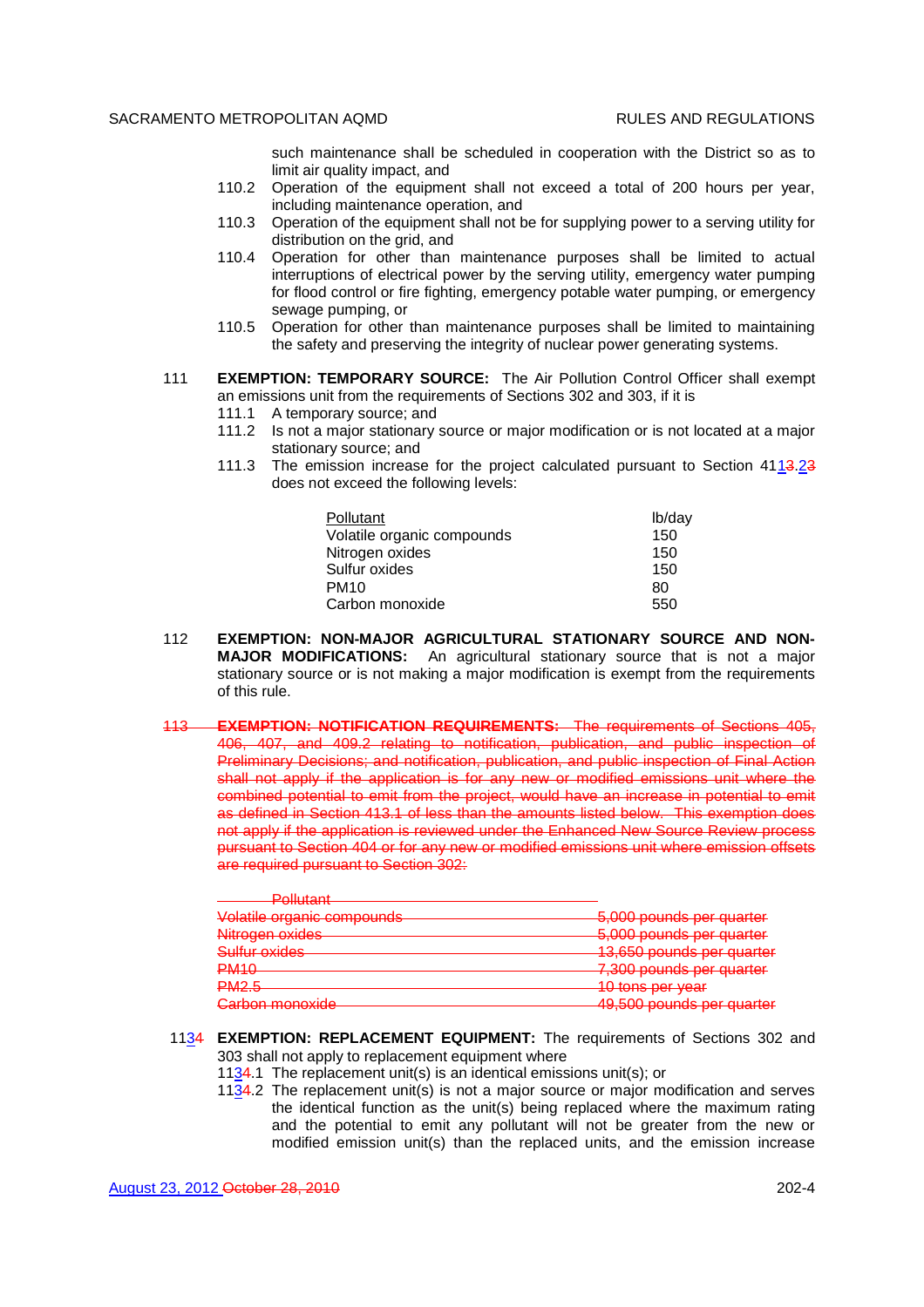such maintenance shall be scheduled in cooperation with the District so as to limit air quality impact, and

110.2 Operation of the equipment shall not exceed a total of 200 hours per year, including maintenance operation, and

110.3 Operation of the equipment shall not be for supplying power to a serving utility for distribution on the grid, and

110.4 Operation for other than maintenance purposes shall be limited to actual interruptions of electrical power by the serving utility, emergency water pumping for flood control or fire fighting, emergency potable water pumping, or emergency sewage pumping, or

110.5 Operation for other than maintenance purposes shall be limited to maintaining the safety and preserving the integrity of nuclear power generating systems.

111 **EXEMPTION: TEMPORARY SOURCE:** The Air Pollution Control Officer shall exempt an emissions unit from the requirements of Sections 302 and 303, if it is

111.1 A temporary source; and

111.2 Is not a major stationary source or major modification or is not located at a major stationary source; and

111.3 The emission increase for the project calculated pursuant to Section 41~~13~~.~~23~~ does not exceed the following levels:

| Pollutant | lb/day |
|---|---|
| Volatile organic compounds | 150 |
| Nitrogen oxides | 150 |
| Sulfur oxides | 150 |
| PM10 | 80 |
| Carbon monoxide | 550 |

112 **EXEMPTION: NON-MAJOR AGRICULTURAL STATIONARY SOURCE AND NON-MAJOR MODIFICATIONS:** An agricultural stationary source that is not a major stationary source or is not making a major modification is exempt from the requirements of this rule.

~~113 **EXEMPTION: NOTIFICATION REQUIREMENTS:** The requirements of Sections 405, 406, 407, and 409.2 relating to notification, publication, and public inspection of Preliminary Decisions; and notification, publication, and public inspection of Final Action shall not apply if the application is for any new or modified emissions unit where the combined potential to emit from the project, would have an increase in potential to emit as defined in Section 413.1 of less than the amounts listed below. This exemption does not apply if the application is reviewed under the Enhanced New Source Review process pursuant to Section 404 or for any new or modified emissions unit where emission offsets are required pursuant to Section 302:~~

| ~~Pollutant~~ | |
|---|---|
| ~~Volatile organic compounds~~ | ~~5,000 pounds per quarter~~ |
| ~~Nitrogen oxides~~ | ~~5,000 pounds per quarter~~ |
| ~~Sulfur oxides~~ | ~~13,650 pounds per quarter~~ |
| ~~PM10~~ | ~~7,300 pounds per quarter~~ |
| ~~PM2.5~~ | ~~10 tons per year~~ |
| ~~Carbon monoxide~~ | ~~49,500 pounds per quarter~~ |

11~~3~~4 **EXEMPTION: REPLACEMENT EQUIPMENT:** The requirements of Sections 302 and 303 shall not apply to replacement equipment where

11~~3~~4.1 The replacement unit(s) is an identical emissions unit(s); or

11~~3~~4.2 The replacement unit(s) is not a major source or major modification and serves the identical function as the unit(s) being replaced where the maximum rating and the potential to emit any pollutant will not be greater from the new or modified emission unit(s) than the replaced units, and the emission increase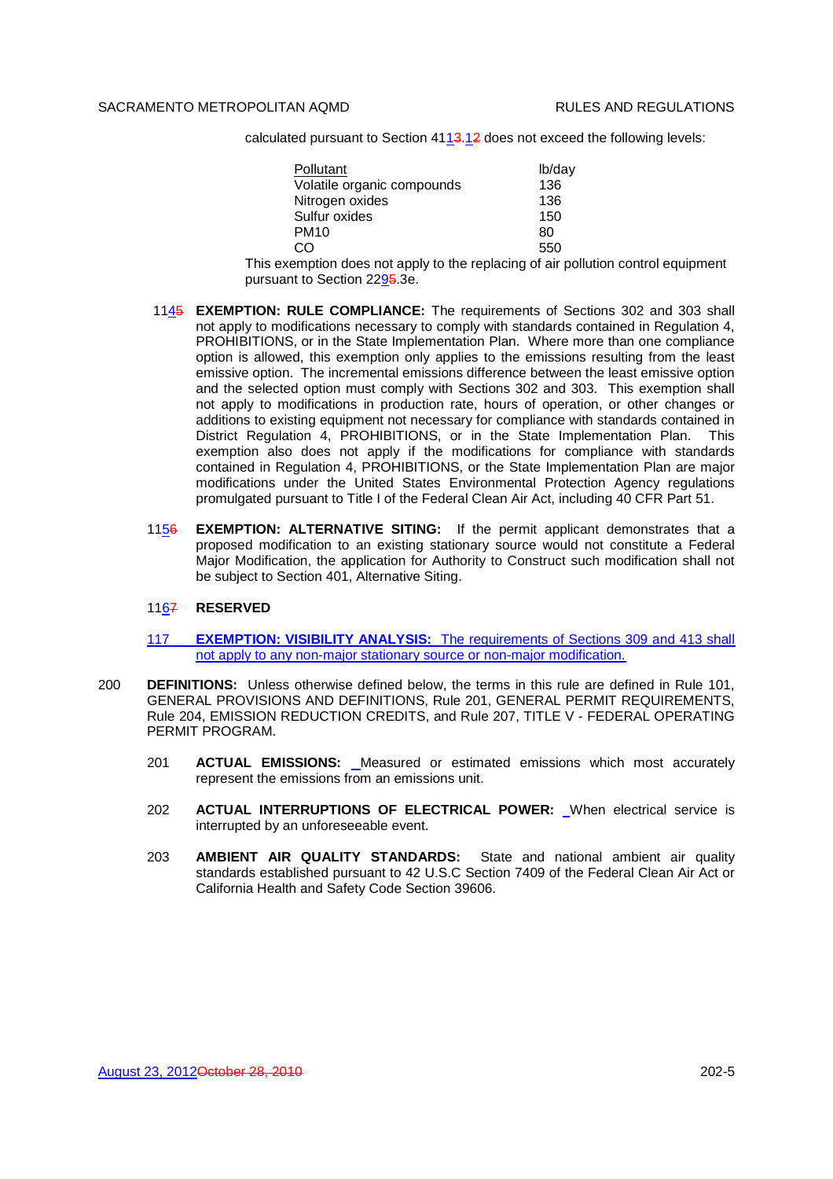calculated pursuant to Section 4113.12 does not exceed the following levels:

| Pollutant | lb/day |
|---|---|
| Volatile organic compounds | 136 |
| Nitrogen oxides | 136 |
| Sulfur oxides | 150 |
| PM10 | 80 |
| CO | 550 |

This exemption does not apply to the replacing of air pollution control equipment pursuant to Section 2295.3e.

1145 **EXEMPTION: RULE COMPLIANCE:** The requirements of Sections 302 and 303 shall not apply to modifications necessary to comply with standards contained in Regulation 4, PROHIBITIONS, or in the State Implementation Plan. Where more than one compliance option is allowed, this exemption only applies to the emissions resulting from the least emissive option. The incremental emissions difference between the least emissive option and the selected option must comply with Sections 302 and 303. This exemption shall not apply to modifications in production rate, hours of operation, or other changes or additions to existing equipment not necessary for compliance with standards contained in District Regulation 4, PROHIBITIONS, or in the State Implementation Plan. This exemption also does not apply if the modifications for compliance with standards contained in Regulation 4, PROHIBITIONS, or the State Implementation Plan are major modifications under the United States Environmental Protection Agency regulations promulgated pursuant to Title I of the Federal Clean Air Act, including 40 CFR Part 51.

1156 **EXEMPTION: ALTERNATIVE SITING:** If the permit applicant demonstrates that a proposed modification to an existing stationary source would not constitute a Federal Major Modification, the application for Authority to Construct such modification shall not be subject to Section 401, Alternative Siting.

1167 **RESERVED**

117 **EXEMPTION: VISIBILITY ANALYSIS:** The requirements of Sections 309 and 413 shall not apply to any non-major stationary source or non-major modification.

200 **DEFINITIONS:** Unless otherwise defined below, the terms in this rule are defined in Rule 101, GENERAL PROVISIONS AND DEFINITIONS, Rule 201, GENERAL PERMIT REQUIREMENTS, Rule 204, EMISSION REDUCTION CREDITS, and Rule 207, TITLE V - FEDERAL OPERATING PERMIT PROGRAM.

201 **ACTUAL EMISSIONS:** Measured or estimated emissions which most accurately represent the emissions from an emissions unit.

202 **ACTUAL INTERRUPTIONS OF ELECTRICAL POWER:** When electrical service is interrupted by an unforeseeable event.

203 **AMBIENT AIR QUALITY STANDARDS:** State and national ambient air quality standards established pursuant to 42 U.S.C Section 7409 of the Federal Clean Air Act or California Health and Safety Code Section 39606.

August 23, 2012October 28, 2010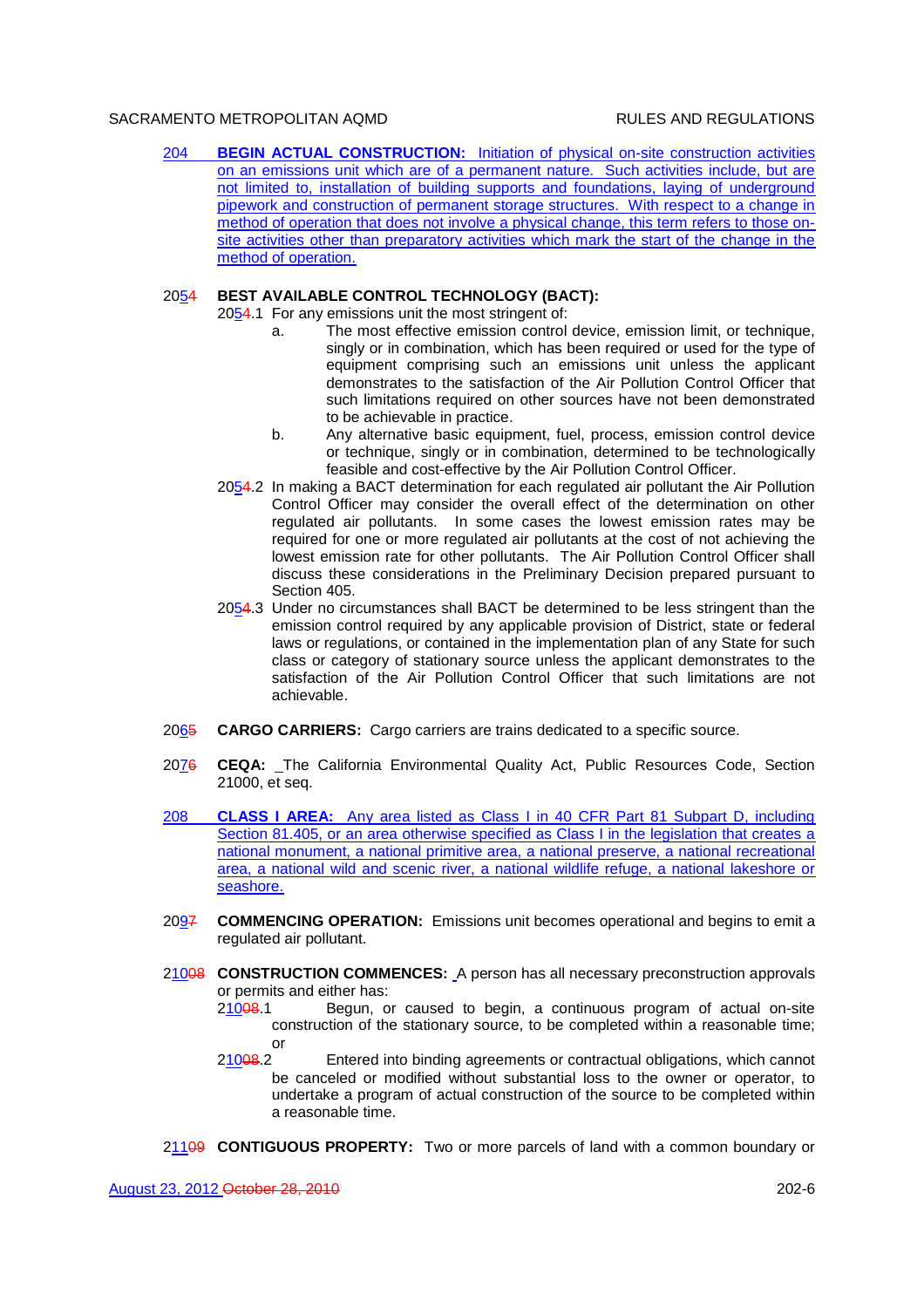204 **BEGIN ACTUAL CONSTRUCTION:** Initiation of physical on-site construction activities on an emissions unit which are of a permanent nature. Such activities include, but are not limited to, installation of building supports and foundations, laying of underground pipework and construction of permanent storage structures. With respect to a change in method of operation that does not involve a physical change, this term refers to those on-site activities other than preparatory activities which mark the start of the change in the method of operation.

2054 **BEST AVAILABLE CONTROL TECHNOLOGY (BACT):**

2054.1 For any emissions unit the most stringent of:

a. The most effective emission control device, emission limit, or technique, singly or in combination, which has been required or used for the type of equipment comprising such an emissions unit unless the applicant demonstrates to the satisfaction of the Air Pollution Control Officer that such limitations required on other sources have not been demonstrated to be achievable in practice.

b. Any alternative basic equipment, fuel, process, emission control device or technique, singly or in combination, determined to be technologically feasible and cost-effective by the Air Pollution Control Officer.

2054.2 In making a BACT determination for each regulated air pollutant the Air Pollution Control Officer may consider the overall effect of the determination on other regulated air pollutants. In some cases the lowest emission rates may be required for one or more regulated air pollutants at the cost of not achieving the lowest emission rate for other pollutants. The Air Pollution Control Officer shall discuss these considerations in the Preliminary Decision prepared pursuant to Section 405.

2054.3 Under no circumstances shall BACT be determined to be less stringent than the emission control required by any applicable provision of District, state or federal laws or regulations, or contained in the implementation plan of any State for such class or category of stationary source unless the applicant demonstrates to the satisfaction of the Air Pollution Control Officer that such limitations are not achievable.

2065 **CARGO CARRIERS:** Cargo carriers are trains dedicated to a specific source.

2076 **CEQA:** The California Environmental Quality Act, Public Resources Code, Section 21000, et seq.

208 **CLASS I AREA:** Any area listed as Class I in 40 CFR Part 81 Subpart D, including Section 81.405, or an area otherwise specified as Class I in the legislation that creates a national monument, a national primitive area, a national preserve, a national recreational area, a national wild and scenic river, a national wildlife refuge, a national lakeshore or seashore.

2097 **COMMENCING OPERATION:** Emissions unit becomes operational and begins to emit a regulated air pollutant.

21008 **CONSTRUCTION COMMENCES:** A person has all necessary preconstruction approvals or permits and either has:

21008.1 Begun, or caused to begin, a continuous program of actual on-site construction of the stationary source, to be completed within a reasonable time; or

21008.2 Entered into binding agreements or contractual obligations, which cannot be canceled or modified without substantial loss to the owner or operator, to undertake a program of actual construction of the source to be completed within a reasonable time.

21109 **CONTIGUOUS PROPERTY:** Two or more parcels of land with a common boundary or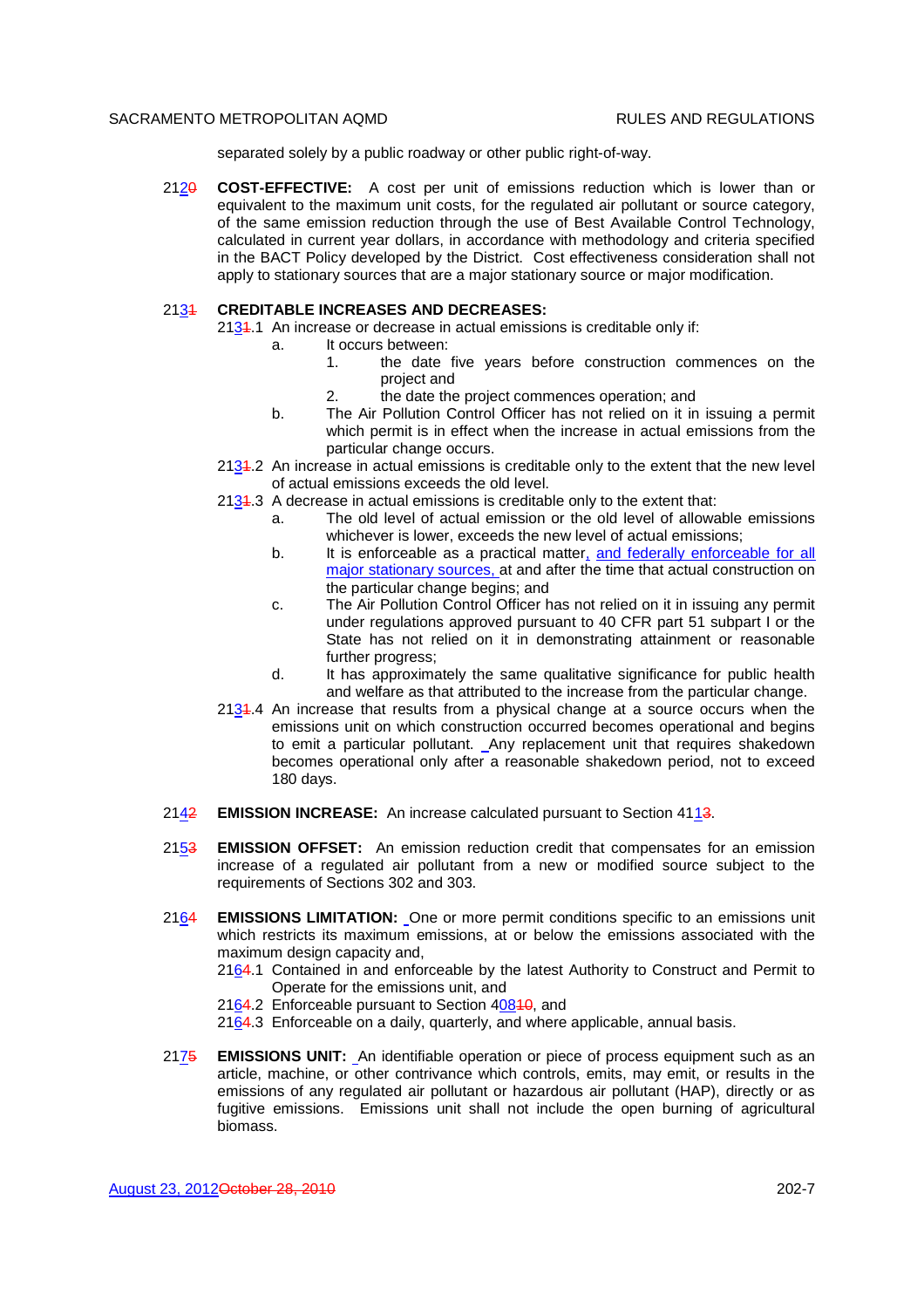separated solely by a public roadway or other public right-of-way.

2120 **COST-EFFECTIVE:** A cost per unit of emissions reduction which is lower than or equivalent to the maximum unit costs, for the regulated air pollutant or source category, of the same emission reduction through the use of Best Available Control Technology, calculated in current year dollars, in accordance with methodology and criteria specified in the BACT Policy developed by the District. Cost effectiveness consideration shall not apply to stationary sources that are a major stationary source or major modification.

2131 **CREDITABLE INCREASES AND DECREASES:**

2131.1 An increase or decrease in actual emissions is creditable only if:

a. It occurs between:

1. the date five years before construction commences on the project and
2. the date the project commences operation; and

b. The Air Pollution Control Officer has not relied on it in issuing a permit which permit is in effect when the increase in actual emissions from the particular change occurs.

2131.2 An increase in actual emissions is creditable only to the extent that the new level of actual emissions exceeds the old level.

2131.3 A decrease in actual emissions is creditable only to the extent that:

a. The old level of actual emission or the old level of allowable emissions whichever is lower, exceeds the new level of actual emissions;

b. It is enforceable as a practical matter, and federally enforceable for all major stationary sources, at and after the time that actual construction on the particular change begins; and

c. The Air Pollution Control Officer has not relied on it in issuing any permit under regulations approved pursuant to 40 CFR part 51 subpart I or the State has not relied on it in demonstrating attainment or reasonable further progress;

d. It has approximately the same qualitative significance for public health and welfare as that attributed to the increase from the particular change.

2131.4 An increase that results from a physical change at a source occurs when the emissions unit on which construction occurred becomes operational and begins to emit a particular pollutant. Any replacement unit that requires shakedown becomes operational only after a reasonable shakedown period, not to exceed 180 days.

2142 **EMISSION INCREASE:** An increase calculated pursuant to Section 4113.

2153 **EMISSION OFFSET:** An emission reduction credit that compensates for an emission increase of a regulated air pollutant from a new or modified source subject to the requirements of Sections 302 and 303.

2164 **EMISSIONS LIMITATION:** One or more permit conditions specific to an emissions unit which restricts its maximum emissions, at or below the emissions associated with the maximum design capacity and,

2164.1 Contained in and enforceable by the latest Authority to Construct and Permit to Operate for the emissions unit, and

2164.2 Enforceable pursuant to Section 40810, and

2164.3 Enforceable on a daily, quarterly, and where applicable, annual basis.

2175 **EMISSIONS UNIT:** An identifiable operation or piece of process equipment such as an article, machine, or other contrivance which controls, emits, may emit, or results in the emissions of any regulated air pollutant or hazardous air pollutant (HAP), directly or as fugitive emissions. Emissions unit shall not include the open burning of agricultural biomass.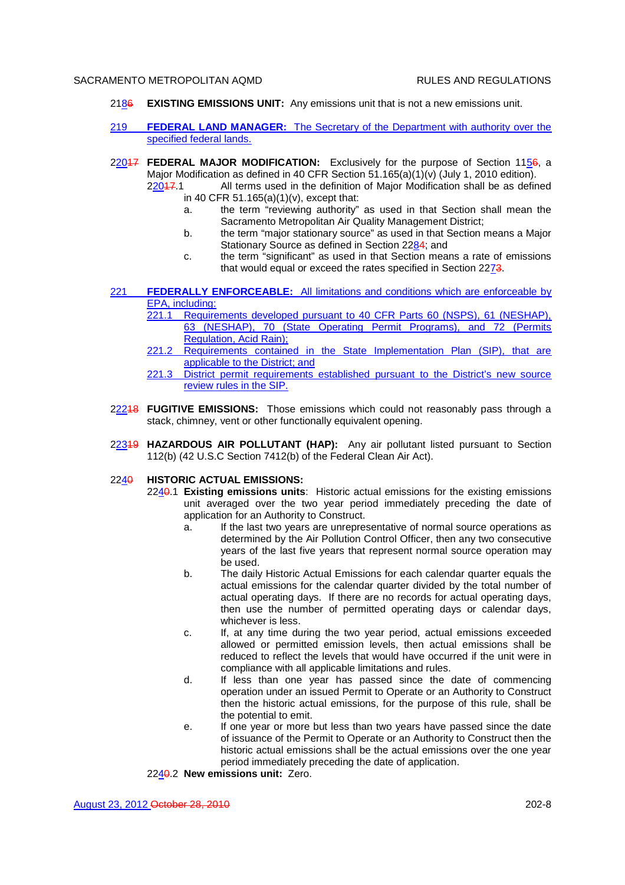218~~6~~ **EXISTING EMISSIONS UNIT:** Any emissions unit that is not a new emissions unit.

219 **FEDERAL LAND MANAGER:** The Secretary of the Department with authority over the specified federal lands.

220~~17~~ **FEDERAL MAJOR MODIFICATION:** Exclusively for the purpose of Section 115~~6~~, a Major Modification as defined in 40 CFR Section 51.165(a)(1)(v) (July 1, 2010 edition).

220~~17~~.1 All terms used in the definition of Major Modification shall be as defined in 40 CFR 51.165(a)(1)(v), except that:

- a. the term "reviewing authority" as used in that Section shall mean the Sacramento Metropolitan Air Quality Management District;
- b. the term "major stationary source" as used in that Section means a Major Stationary Source as defined in Section 228~~4~~; and
- c. the term "significant" as used in that Section means a rate of emissions that would equal or exceed the rates specified in Section 227~~3~~.

221 **FEDERALLY ENFORCEABLE:** All limitations and conditions which are enforceable by EPA, including:

221.1 Requirements developed pursuant to 40 CFR Parts 60 (NSPS), 61 (NESHAP), 63 (NESHAP), 70 (State Operating Permit Programs), and 72 (Permits Regulation, Acid Rain);

221.2 Requirements contained in the State Implementation Plan (SIP), that are applicable to the District; and

221.3 District permit requirements established pursuant to the District's new source review rules in the SIP.

222~~18~~ **FUGITIVE EMISSIONS:** Those emissions which could not reasonably pass through a stack, chimney, vent or other functionally equivalent opening.

223~~19~~ **HAZARDOUS AIR POLLUTANT (HAP):** Any air pollutant listed pursuant to Section 112(b) (42 U.S.C Section 7412(b) of the Federal Clean Air Act).

224~~0~~ **HISTORIC ACTUAL EMISSIONS:**

224~~0~~.1 **Existing emissions units**: Historic actual emissions for the existing emissions unit averaged over the two year period immediately preceding the date of application for an Authority to Construct.

- a. If the last two years are unrepresentative of normal source operations as determined by the Air Pollution Control Officer, then any two consecutive years of the last five years that represent normal source operation may be used.
- b. The daily Historic Actual Emissions for each calendar quarter equals the actual emissions for the calendar quarter divided by the total number of actual operating days. If there are no records for actual operating days, then use the number of permitted operating days or calendar days, whichever is less.
- c. If, at any time during the two year period, actual emissions exceeded allowed or permitted emission levels, then actual emissions shall be reduced to reflect the levels that would have occurred if the unit were in compliance with all applicable limitations and rules.
- d. If less than one year has passed since the date of commencing operation under an issued Permit to Operate or an Authority to Construct then the historic actual emissions, for the purpose of this rule, shall be the potential to emit.
- e. If one year or more but less than two years have passed since the date of issuance of the Permit to Operate or an Authority to Construct then the historic actual emissions shall be the actual emissions over the one year period immediately preceding the date of application.

224~~0~~.2 **New emissions unit:** Zero.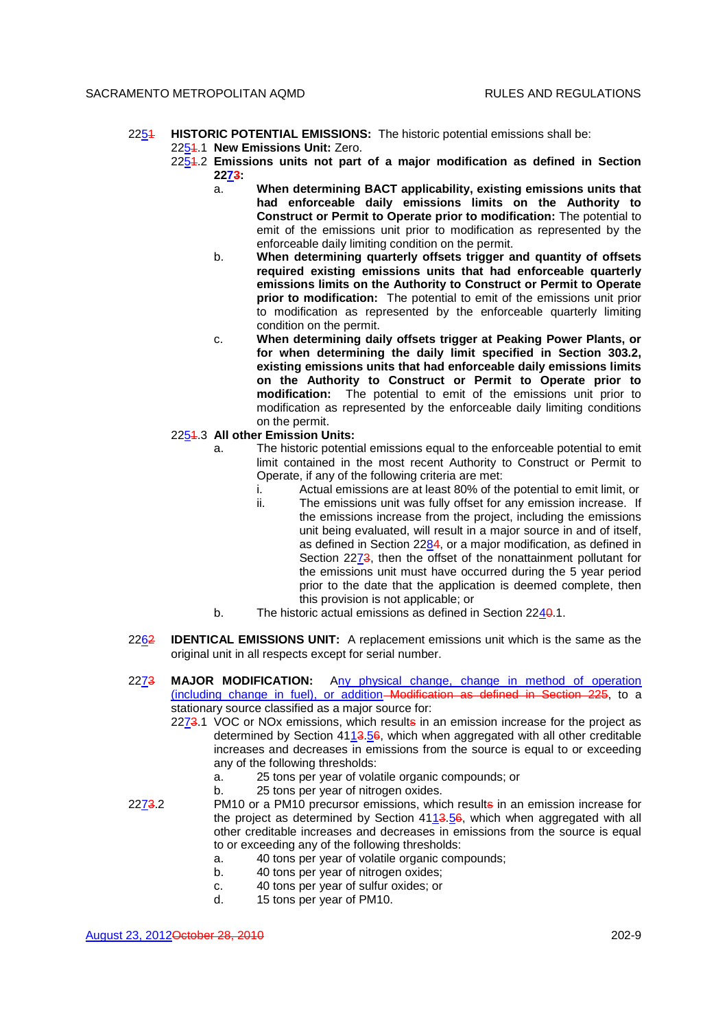22**5**~~1~~ **HISTORIC POTENTIAL EMISSIONS:** The historic potential emissions shall be:

22**5**~~1~~.1 **New Emissions Unit:** Zero.

22**5**~~1~~.2 **Emissions units not part of a major modification as defined in Section 227~~3~~:**

a. **When determining BACT applicability, existing emissions units that had enforceable daily emissions limits on the Authority to Construct or Permit to Operate prior to modification:** The potential to emit of the emissions unit prior to modification as represented by the enforceable daily limiting condition on the permit.

b. **When determining quarterly offsets trigger and quantity of offsets required existing emissions units that had enforceable quarterly emissions limits on the Authority to Construct or Permit to Operate prior to modification:** The potential to emit of the emissions unit prior to modification as represented by the enforceable quarterly limiting condition on the permit.

c. **When determining daily offsets trigger at Peaking Power Plants, or for when determining the daily limit specified in Section 303.2, existing emissions units that had enforceable daily emissions limits on the Authority to Construct or Permit to Operate prior to modification:** The potential to emit of the emissions unit prior to modification as represented by the enforceable daily limiting conditions on the permit.

22**5**~~1~~.3 **All other Emission Units:**

a. The historic potential emissions equal to the enforceable potential to emit limit contained in the most recent Authority to Construct or Permit to Operate, if any of the following criteria are met:

i. Actual emissions are at least 80% of the potential to emit limit, or

ii. The emissions unit was fully offset for any emission increase. If the emissions increase from the project, including the emissions unit being evaluated, will result in a major source in and of itself, as defined in Section 228~~4~~, or a major modification, as defined in Section 227~~3~~, then the offset of the nonattainment pollutant for the emissions unit must have occurred during the 5 year period prior to the date that the application is deemed complete, then this provision is not applicable; or

b. The historic actual emissions as defined in Section 224~~0~~.1.

226~~2~~ **IDENTICAL EMISSIONS UNIT:** A replacement emissions unit which is the same as the original unit in all respects except for serial number.

227~~3~~ **MAJOR MODIFICATION:** Any physical change, change in method of operation (including change in fuel), or addition ~~Modification as defined in Section 225~~, to a stationary source classified as a major source for:

227~~3~~.1 VOC or NOx emissions, which result~~s~~ in an emission increase for the project as determined by Section 411~~3~~.5~~6~~, which when aggregated with all other creditable increases and decreases in emissions from the source is equal to or exceeding any of the following thresholds:

a. 25 tons per year of volatile organic compounds; or

b. 25 tons per year of nitrogen oxides.

227~~3~~.2 PM10 or a PM10 precursor emissions, which result~~s~~ in an emission increase for the project as determined by Section 411~~3~~.5~~6~~, which when aggregated with all other creditable increases and decreases in emissions from the source is equal to or exceeding any of the following thresholds:

a. 40 tons per year of volatile organic compounds;

b. 40 tons per year of nitrogen oxides;

c. 40 tons per year of sulfur oxides; or

d. 15 tons per year of PM10.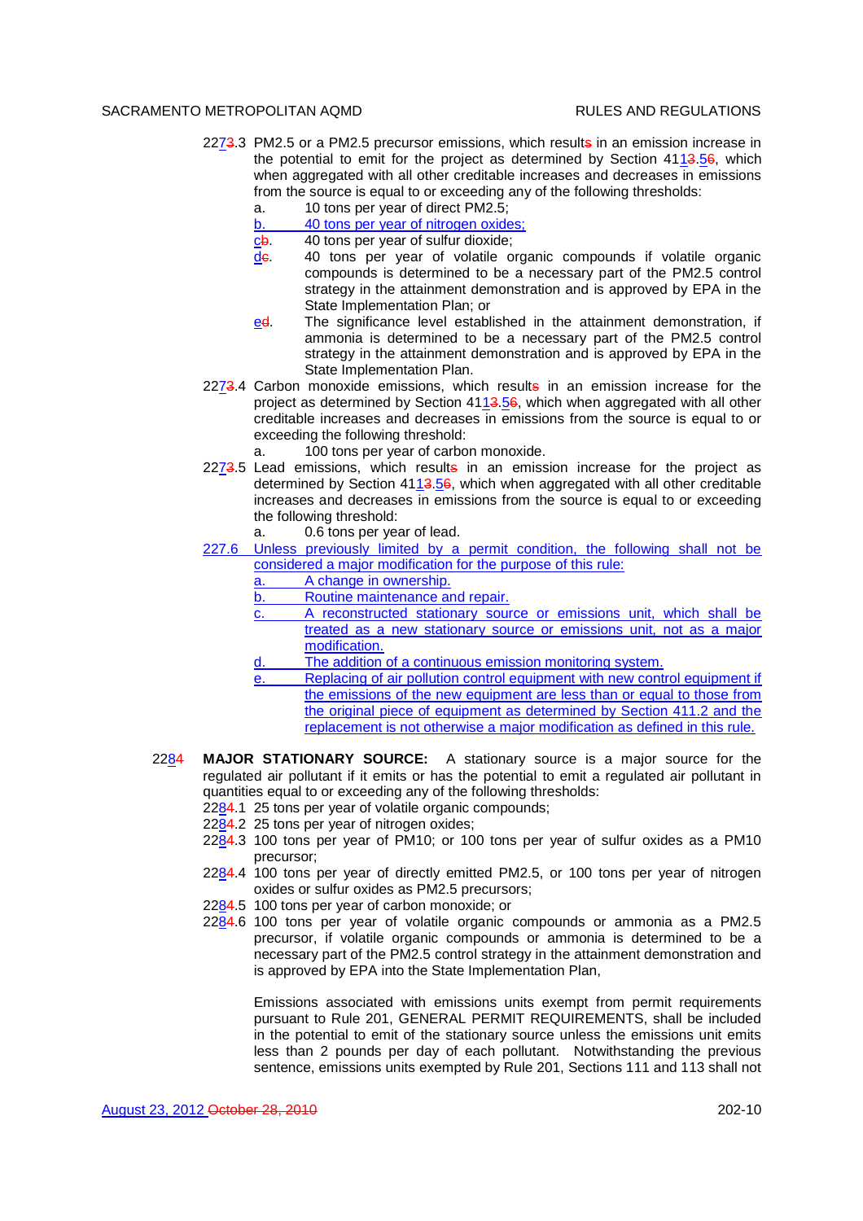2273.3 PM2.5 or a PM2.5 precursor emissions, which results in an emission increase in the potential to emit for the project as determined by Section 4113.56, which when aggregated with all other creditable increases and decreases in emissions from the source is equal to or exceeding any of the following thresholds:

- a. 10 tons per year of direct PM2.5;
- b. 40 tons per year of nitrogen oxides;
- cb. 40 tons per year of sulfur dioxide;
- dc. 40 tons per year of volatile organic compounds if volatile organic compounds is determined to be a necessary part of the PM2.5 control strategy in the attainment demonstration and is approved by EPA in the State Implementation Plan; or
- ed. The significance level established in the attainment demonstration, if ammonia is determined to be a necessary part of the PM2.5 control strategy in the attainment demonstration and is approved by EPA in the State Implementation Plan.

2273.4 Carbon monoxide emissions, which results in an emission increase for the project as determined by Section 4113.56, which when aggregated with all other creditable increases and decreases in emissions from the source is equal to or exceeding the following threshold:

- a. 100 tons per year of carbon monoxide.

2273.5 Lead emissions, which results in an emission increase for the project as determined by Section 4113.56, which when aggregated with all other creditable increases and decreases in emissions from the source is equal to or exceeding the following threshold:

- a. 0.6 tons per year of lead.

227.6 Unless previously limited by a permit condition, the following shall not be considered a major modification for the purpose of this rule:

- a. A change in ownership.
- b. Routine maintenance and repair.
- c. A reconstructed stationary source or emissions unit, which shall be treated as a new stationary source or emissions unit, not as a major modification.
- d. The addition of a continuous emission monitoring system.
- e. Replacing of air pollution control equipment with new control equipment if the emissions of the new equipment are less than or equal to those from the original piece of equipment as determined by Section 411.2 and the replacement is not otherwise a major modification as defined in this rule.

2284 **MAJOR STATIONARY SOURCE:** A stationary source is a major source for the regulated air pollutant if it emits or has the potential to emit a regulated air pollutant in quantities equal to or exceeding any of the following thresholds:

2284.1 25 tons per year of volatile organic compounds;

2284.2 25 tons per year of nitrogen oxides;

2284.3 100 tons per year of PM10; or 100 tons per year of sulfur oxides as a PM10 precursor;

2284.4 100 tons per year of directly emitted PM2.5, or 100 tons per year of nitrogen oxides or sulfur oxides as PM2.5 precursors;

2284.5 100 tons per year of carbon monoxide; or

2284.6 100 tons per year of volatile organic compounds or ammonia as a PM2.5 precursor, if volatile organic compounds or ammonia is determined to be a necessary part of the PM2.5 control strategy in the attainment demonstration and is approved by EPA into the State Implementation Plan,

Emissions associated with emissions units exempt from permit requirements pursuant to Rule 201, GENERAL PERMIT REQUIREMENTS, shall be included in the potential to emit of the stationary source unless the emissions unit emits less than 2 pounds per day of each pollutant. Notwithstanding the previous sentence, emissions units exempted by Rule 201, Sections 111 and 113 shall not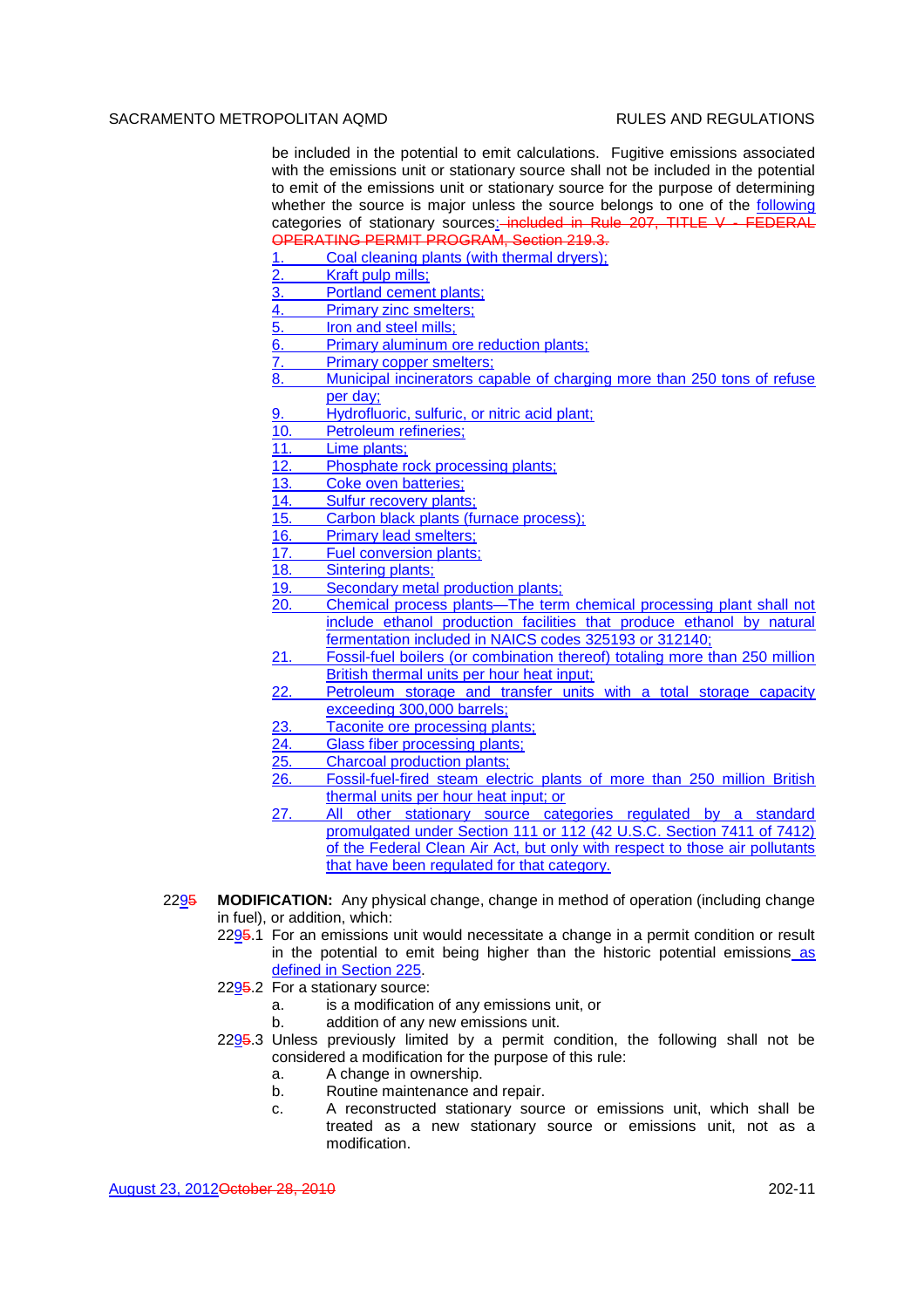be included in the potential to emit calculations. Fugitive emissions associated with the emissions unit or stationary source shall not be included in the potential to emit of the emissions unit or stationary source for the purpose of determining whether the source is major unless the source belongs to one of the following categories of stationary sources: ~~included in Rule 207, TITLE V - FEDERAL OPERATING PERMIT PROGRAM, Section 219.3.~~

1. Coal cleaning plants (with thermal dryers);
2. Kraft pulp mills;
3. Portland cement plants;
4. Primary zinc smelters;
5. Iron and steel mills;
6. Primary aluminum ore reduction plants;
7. Primary copper smelters;
8. Municipal incinerators capable of charging more than 250 tons of refuse per day;
9. Hydrofluoric, sulfuric, or nitric acid plant;
10. Petroleum refineries;
11. Lime plants;
12. Phosphate rock processing plants;
13. Coke oven batteries;
14. Sulfur recovery plants;
15. Carbon black plants (furnace process);
16. Primary lead smelters;
17. Fuel conversion plants;
18. Sintering plants;
19. Secondary metal production plants;
20. Chemical process plants—The term chemical processing plant shall not include ethanol production facilities that produce ethanol by natural fermentation included in NAICS codes 325193 or 312140;
21. Fossil-fuel boilers (or combination thereof) totaling more than 250 million British thermal units per hour heat input;
22. Petroleum storage and transfer units with a total storage capacity exceeding 300,000 barrels;
23. Taconite ore processing plants;
24. Glass fiber processing plants;
25. Charcoal production plants;
26. Fossil-fuel-fired steam electric plants of more than 250 million British thermal units per hour heat input; or
27. All other stationary source categories regulated by a standard promulgated under Section 111 or 112 (42 U.S.C. Section 7411 of 7412) of the Federal Clean Air Act, but only with respect to those air pollutants that have been regulated for that category.

229~~5~~ **MODIFICATION:** Any physical change, change in method of operation (including change in fuel), or addition, which:

229~~5~~.1 For an emissions unit would necessitate a change in a permit condition or result in the potential to emit being higher than the historic potential emissions as defined in Section 225.

229~~5~~.2 For a stationary source:

a. is a modification of any emissions unit, or
b. addition of any new emissions unit.

229~~5~~.3 Unless previously limited by a permit condition, the following shall not be considered a modification for the purpose of this rule:

a. A change in ownership.
b. Routine maintenance and repair.
c. A reconstructed stationary source or emissions unit, which shall be treated as a new stationary source or emissions unit, not as a modification.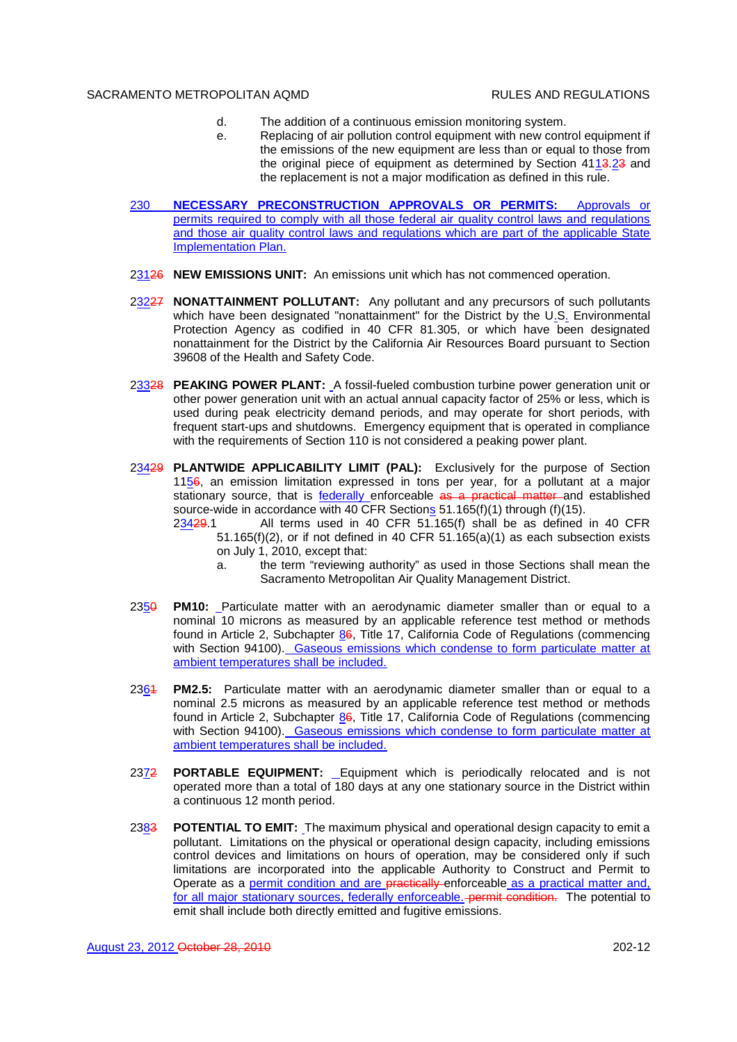d. The addition of a continuous emission monitoring system.

e. Replacing of air pollution control equipment with new control equipment if the emissions of the new equipment are less than or equal to those from the original piece of equipment as determined by Section 4113.23 and the replacement is not a major modification as defined in this rule.

230 **NECESSARY PRECONSTRUCTION APPROVALS OR PERMITS:** Approvals or permits required to comply with all those federal air quality control laws and regulations and those air quality control laws and regulations which are part of the applicable State Implementation Plan.

23126 **NEW EMISSIONS UNIT:** An emissions unit which has not commenced operation.

23227 **NONATTAINMENT POLLUTANT:** Any pollutant and any precursors of such pollutants which have been designated "nonattainment" for the District by the U.S. Environmental Protection Agency as codified in 40 CFR 81.305, or which have been designated nonattainment for the District by the California Air Resources Board pursuant to Section 39608 of the Health and Safety Code.

23328 **PEAKING POWER PLANT:** A fossil-fueled combustion turbine power generation unit or other power generation unit with an actual annual capacity factor of 25% or less, which is used during peak electricity demand periods, and may operate for short periods, with frequent start-ups and shutdowns. Emergency equipment that is operated in compliance with the requirements of Section 110 is not considered a peaking power plant.

23429 **PLANTWIDE APPLICABILITY LIMIT (PAL):** Exclusively for the purpose of Section 1156, an emission limitation expressed in tons per year, for a pollutant at a major stationary source, that is federally enforceable as a practical matter and established source-wide in accordance with 40 CFR Sections 51.165(f)(1) through (f)(15).

23429.1 All terms used in 40 CFR 51.165(f) shall be as defined in 40 CFR 51.165(f)(2), or if not defined in 40 CFR 51.165(a)(1) as each subsection exists on July 1, 2010, except that:

a. the term "reviewing authority" as used in those Sections shall mean the Sacramento Metropolitan Air Quality Management District.

2350 **PM10:** Particulate matter with an aerodynamic diameter smaller than or equal to a nominal 10 microns as measured by an applicable reference test method or methods found in Article 2, Subchapter 86, Title 17, California Code of Regulations (commencing with Section 94100). Gaseous emissions which condense to form particulate matter at ambient temperatures shall be included.

2361 **PM2.5:** Particulate matter with an aerodynamic diameter smaller than or equal to a nominal 2.5 microns as measured by an applicable reference test method or methods found in Article 2, Subchapter 86, Title 17, California Code of Regulations (commencing with Section 94100). Gaseous emissions which condense to form particulate matter at ambient temperatures shall be included.

2372 **PORTABLE EQUIPMENT:** Equipment which is periodically relocated and is not operated more than a total of 180 days at any one stationary source in the District within a continuous 12 month period.

2383 **POTENTIAL TO EMIT:** The maximum physical and operational design capacity to emit a pollutant. Limitations on the physical or operational design capacity, including emissions control devices and limitations on hours of operation, may be considered only if such limitations are incorporated into the applicable Authority to Construct and Permit to Operate as a permit condition and are practically enforceable as a practical matter and, for all major stationary sources, federally enforceable. permit condition. The potential to emit shall include both directly emitted and fugitive emissions.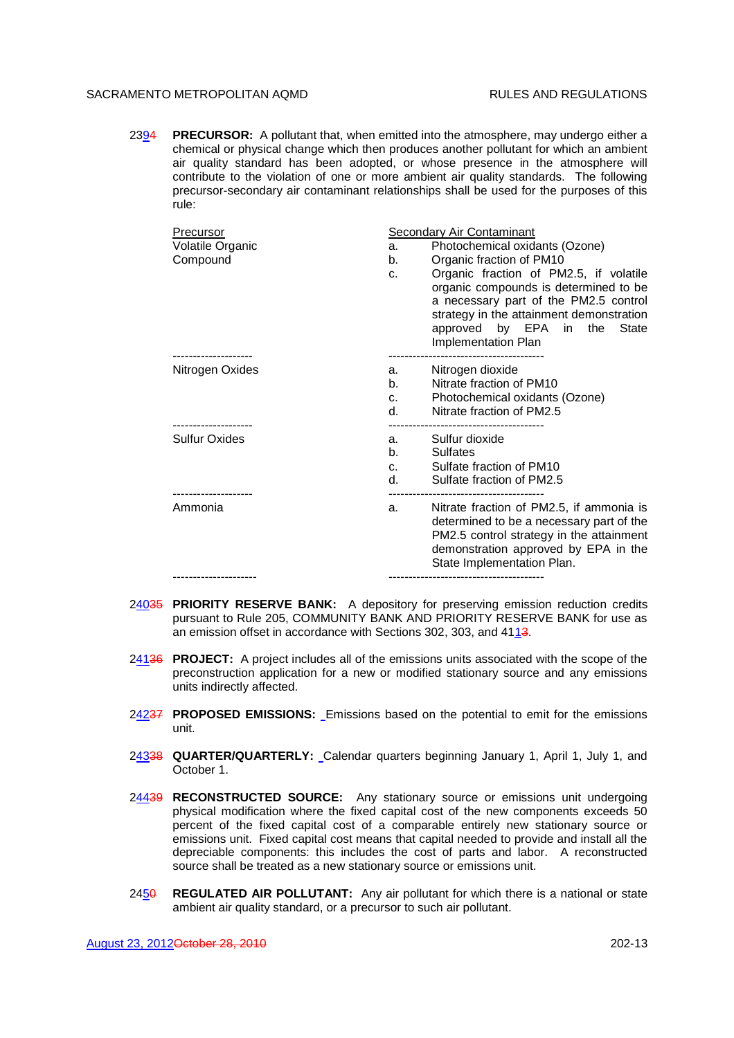2394 **PRECURSOR:** A pollutant that, when emitted into the atmosphere, may undergo either a chemical or physical change which then produces another pollutant for which an ambient air quality standard has been adopted, or whose presence in the atmosphere will contribute to the violation of one or more ambient air quality standards. The following precursor-secondary air contaminant relationships shall be used for the purposes of this rule:

| Precursor | Secondary Air Contaminant |
|---|---|
| Volatile Organic Compound | a. Photochemical oxidants (Ozone)<br>b. Organic fraction of PM10<br>c. Organic fraction of PM2.5, if volatile organic compounds is determined to be a necessary part of the PM2.5 control strategy in the attainment demonstration approved by EPA in the State Implementation Plan |
| Nitrogen Oxides | a. Nitrogen dioxide<br>b. Nitrate fraction of PM10<br>c. Photochemical oxidants (Ozone)<br>d. Nitrate fraction of PM2.5 |
| Sulfur Oxides | a. Sulfur dioxide<br>b. Sulfates<br>c. Sulfate fraction of PM10<br>d. Sulfate fraction of PM2.5 |
| Ammonia | a. Nitrate fraction of PM2.5, if ammonia is determined to be a necessary part of the PM2.5 control strategy in the attainment demonstration approved by EPA in the State Implementation Plan. |

24035 **PRIORITY RESERVE BANK:** A depository for preserving emission reduction credits pursuant to Rule 205, COMMUNITY BANK AND PRIORITY RESERVE BANK for use as an emission offset in accordance with Sections 302, 303, and 4113.

24136 **PROJECT:** A project includes all of the emissions units associated with the scope of the preconstruction application for a new or modified stationary source and any emissions units indirectly affected.

24237 **PROPOSED EMISSIONS:** Emissions based on the potential to emit for the emissions unit.

24338 **QUARTER/QUARTERLY:** Calendar quarters beginning January 1, April 1, July 1, and October 1.

24439 **RECONSTRUCTED SOURCE:** Any stationary source or emissions unit undergoing physical modification where the fixed capital cost of the new components exceeds 50 percent of the fixed capital cost of a comparable entirely new stationary source or emissions unit. Fixed capital cost means that capital needed to provide and install all the depreciable components: this includes the cost of parts and labor. A reconstructed source shall be treated as a new stationary source or emissions unit.

2450 **REGULATED AIR POLLUTANT:** Any air pollutant for which there is a national or state ambient air quality standard, or a precursor to such air pollutant.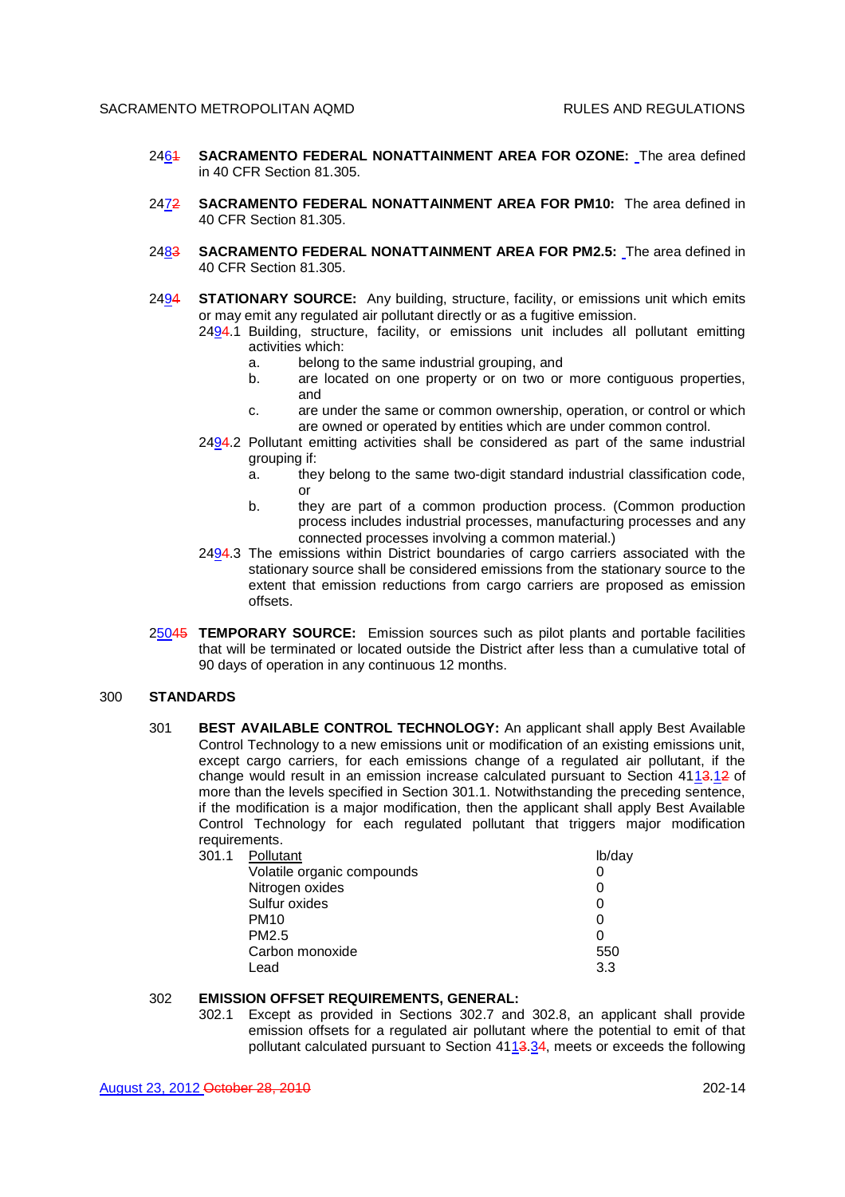246~~1~~ **SACRAMENTO FEDERAL NONATTAINMENT AREA FOR OZONE:** The area defined in 40 CFR Section 81.305.

247~~2~~ **SACRAMENTO FEDERAL NONATTAINMENT AREA FOR PM10:** The area defined in 40 CFR Section 81.305.

248~~3~~ **SACRAMENTO FEDERAL NONATTAINMENT AREA FOR PM2.5:** The area defined in 40 CFR Section 81.305.

249~~4~~ **STATIONARY SOURCE:** Any building, structure, facility, or emissions unit which emits or may emit any regulated air pollutant directly or as a fugitive emission.

249~~4~~.1 Building, structure, facility, or emissions unit includes all pollutant emitting activities which:

a. belong to the same industrial grouping, and

b. are located on one property or on two or more contiguous properties, and

c. are under the same or common ownership, operation, or control or which are owned or operated by entities which are under common control.

249~~4~~.2 Pollutant emitting activities shall be considered as part of the same industrial grouping if:

a. they belong to the same two-digit standard industrial classification code, or

b. they are part of a common production process. (Common production process includes industrial processes, manufacturing processes and any connected processes involving a common material.)

249~~4~~.3 The emissions within District boundaries of cargo carriers associated with the stationary source shall be considered emissions from the stationary source to the extent that emission reductions from cargo carriers are proposed as emission offsets.

250~~45~~ **TEMPORARY SOURCE:** Emission sources such as pilot plants and portable facilities that will be terminated or located outside the District after less than a cumulative total of 90 days of operation in any continuous 12 months.

## 300 STANDARDS

301 **BEST AVAILABLE CONTROL TECHNOLOGY:** An applicant shall apply Best Available Control Technology to a new emissions unit or modification of an existing emissions unit, except cargo carriers, for each emissions change of a regulated air pollutant, if the change would result in an emission increase calculated pursuant to Section 411~~3~~.1~~2~~ of more than the levels specified in Section 301.1. Notwithstanding the preceding sentence, if the modification is a major modification, then the applicant shall apply Best Available Control Technology for each regulated pollutant that triggers major modification requirements.

301.1

| Pollutant | lb/day |
|---|---|
| Volatile organic compounds | 0 |
| Nitrogen oxides | 0 |
| Sulfur oxides | 0 |
| PM10 | 0 |
| PM2.5 | 0 |
| Carbon monoxide | 550 |
| Lead | 3.3 |

302 **EMISSION OFFSET REQUIREMENTS, GENERAL:**

302.1 Except as provided in Sections 302.7 and 302.8, an applicant shall provide emission offsets for a regulated air pollutant where the potential to emit of that pollutant calculated pursuant to Section 411~~3~~.3~~4~~, meets or exceeds the following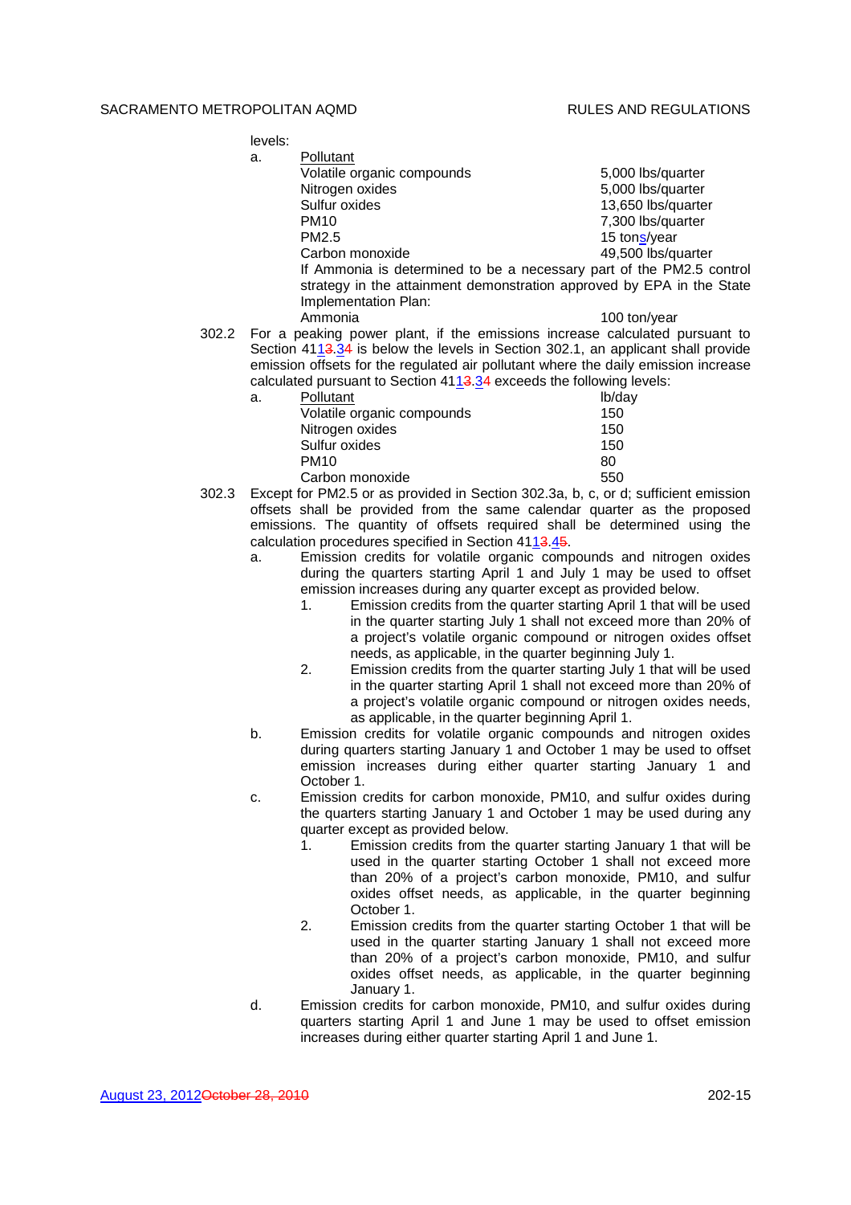levels:

a. Pollutant

| Pollutant | |
|---|---|
| Volatile organic compounds | 5,000 lbs/quarter |
| Nitrogen oxides | 5,000 lbs/quarter |
| Sulfur oxides | 13,650 lbs/quarter |
| PM10 | 7,300 lbs/quarter |
| PM2.5 | 15 tons/year |
| Carbon monoxide | 49,500 lbs/quarter |

If Ammonia is determined to be a necessary part of the PM2.5 control strategy in the attainment demonstration approved by EPA in the State Implementation Plan:

| | |
|---|---|
| Ammonia | 100 ton/year |

302.2 For a peaking power plant, if the emissions increase calculated pursuant to Section 4113.34 is below the levels in Section 302.1, an applicant shall provide emission offsets for the regulated air pollutant where the daily emission increase calculated pursuant to Section 4113.34 exceeds the following levels:

a.

| Pollutant | lb/day |
|---|---|
| Volatile organic compounds | 150 |
| Nitrogen oxides | 150 |
| Sulfur oxides | 150 |
| PM10 | 80 |
| Carbon monoxide | 550 |

302.3 Except for PM2.5 or as provided in Section 302.3a, b, c, or d; sufficient emission offsets shall be provided from the same calendar quarter as the proposed emissions. The quantity of offsets required shall be determined using the calculation procedures specified in Section 4113.45.

a. Emission credits for volatile organic compounds and nitrogen oxides during the quarters starting April 1 and July 1 may be used to offset emission increases during any quarter except as provided below.

   1. Emission credits from the quarter starting April 1 that will be used in the quarter starting July 1 shall not exceed more than 20% of a project's volatile organic compound or nitrogen oxides offset needs, as applicable, in the quarter beginning July 1.

   2. Emission credits from the quarter starting July 1 that will be used in the quarter starting April 1 shall not exceed more than 20% of a project's volatile organic compound or nitrogen oxides needs, as applicable, in the quarter beginning April 1.

b. Emission credits for volatile organic compounds and nitrogen oxides during quarters starting January 1 and October 1 may be used to offset emission increases during either quarter starting January 1 and October 1.

c. Emission credits for carbon monoxide, PM10, and sulfur oxides during the quarters starting January 1 and October 1 may be used during any quarter except as provided below.

   1. Emission credits from the quarter starting January 1 that will be used in the quarter starting October 1 shall not exceed more than 20% of a project's carbon monoxide, PM10, and sulfur oxides offset needs, as applicable, in the quarter beginning October 1.

   2. Emission credits from the quarter starting October 1 that will be used in the quarter starting January 1 shall not exceed more than 20% of a project's carbon monoxide, PM10, and sulfur oxides offset needs, as applicable, in the quarter beginning January 1.

d. Emission credits for carbon monoxide, PM10, and sulfur oxides during quarters starting April 1 and June 1 may be used to offset emission increases during either quarter starting April 1 and June 1.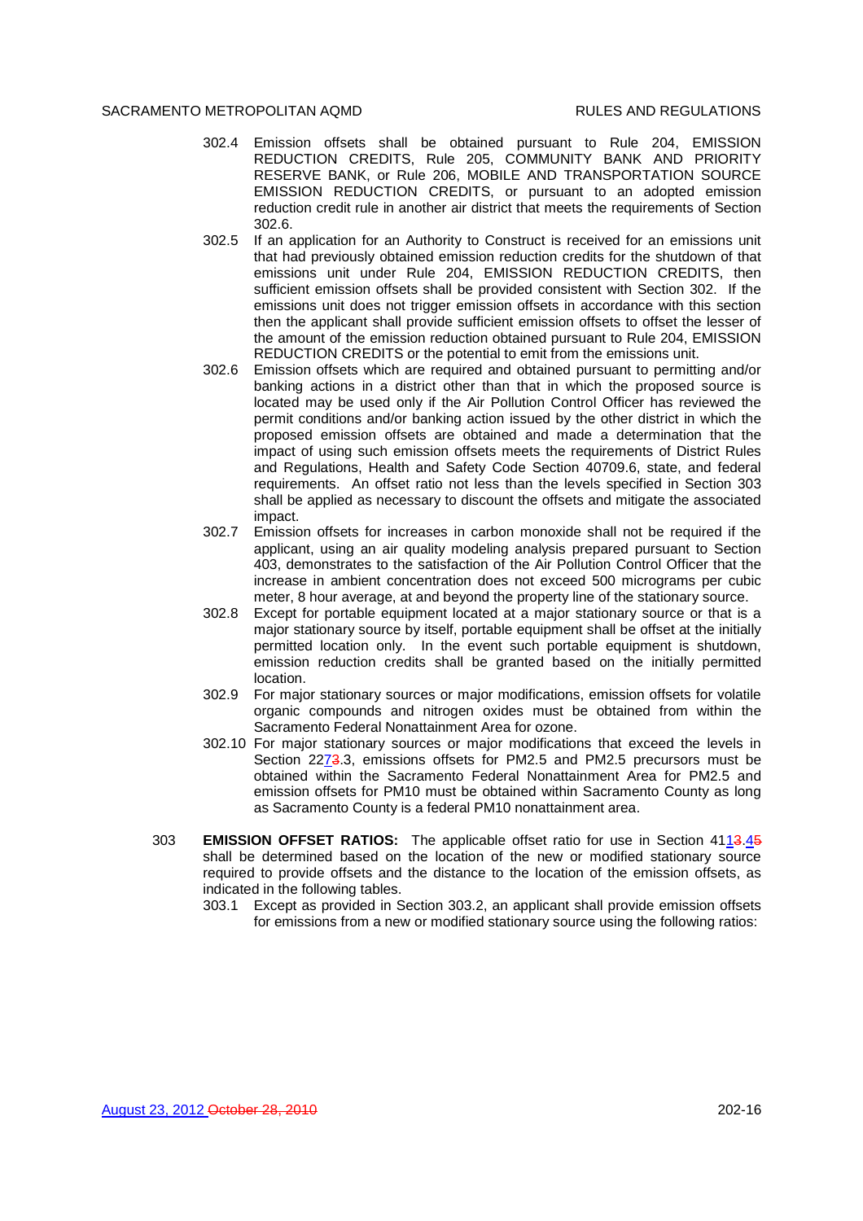302.4 Emission offsets shall be obtained pursuant to Rule 204, EMISSION REDUCTION CREDITS, Rule 205, COMMUNITY BANK AND PRIORITY RESERVE BANK, or Rule 206, MOBILE AND TRANSPORTATION SOURCE EMISSION REDUCTION CREDITS, or pursuant to an adopted emission reduction credit rule in another air district that meets the requirements of Section 302.6.

302.5 If an application for an Authority to Construct is received for an emissions unit that had previously obtained emission reduction credits for the shutdown of that emissions unit under Rule 204, EMISSION REDUCTION CREDITS, then sufficient emission offsets shall be provided consistent with Section 302. If the emissions unit does not trigger emission offsets in accordance with this section then the applicant shall provide sufficient emission offsets to offset the lesser of the amount of the emission reduction obtained pursuant to Rule 204, EMISSION REDUCTION CREDITS or the potential to emit from the emissions unit.

302.6 Emission offsets which are required and obtained pursuant to permitting and/or banking actions in a district other than that in which the proposed source is located may be used only if the Air Pollution Control Officer has reviewed the permit conditions and/or banking action issued by the other district in which the proposed emission offsets are obtained and made a determination that the impact of using such emission offsets meets the requirements of District Rules and Regulations, Health and Safety Code Section 40709.6, state, and federal requirements. An offset ratio not less than the levels specified in Section 303 shall be applied as necessary to discount the offsets and mitigate the associated impact.

302.7 Emission offsets for increases in carbon monoxide shall not be required if the applicant, using an air quality modeling analysis prepared pursuant to Section 403, demonstrates to the satisfaction of the Air Pollution Control Officer that the increase in ambient concentration does not exceed 500 micrograms per cubic meter, 8 hour average, at and beyond the property line of the stationary source.

302.8 Except for portable equipment located at a major stationary source or that is a major stationary source by itself, portable equipment shall be offset at the initially permitted location only. In the event such portable equipment is shutdown, emission reduction credits shall be granted based on the initially permitted location.

302.9 For major stationary sources or major modifications, emission offsets for volatile organic compounds and nitrogen oxides must be obtained from within the Sacramento Federal Nonattainment Area for ozone.

302.10 For major stationary sources or major modifications that exceed the levels in Section 2273.3, emissions offsets for PM2.5 and PM2.5 precursors must be obtained within the Sacramento Federal Nonattainment Area for PM2.5 and emission offsets for PM10 must be obtained within Sacramento County as long as Sacramento County is a federal PM10 nonattainment area.

303 **EMISSION OFFSET RATIOS:** The applicable offset ratio for use in Section 4113.45 shall be determined based on the location of the new or modified stationary source required to provide offsets and the distance to the location of the emission offsets, as indicated in the following tables.

303.1 Except as provided in Section 303.2, an applicant shall provide emission offsets for emissions from a new or modified stationary source using the following ratios: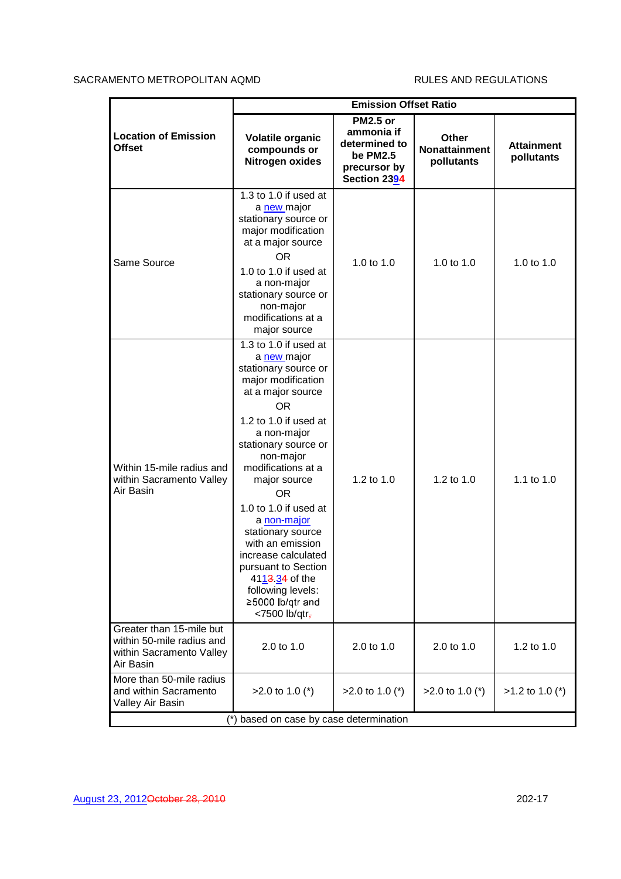| Location of Emission Offset | Emission Offset Ratio | | | |
|---|---|---|---|---|
| | Volatile organic compounds or Nitrogen oxides | PM2.5 or ammonia if determined to be PM2.5 precursor by Section 2394 | Other Nonattainment pollutants | Attainment pollutants |
| Same Source | 1.3 to 1.0 if used at a new major stationary source or major modification at a major source OR 1.0 to 1.0 if used at a non-major stationary source or non-major modifications at a major source | 1.0 to 1.0 | 1.0 to 1.0 | 1.0 to 1.0 |
| Within 15-mile radius and within Sacramento Valley Air Basin | 1.3 to 1.0 if used at a new major stationary source or major modification at a major source OR 1.2 to 1.0 if used at a non-major stationary source or non-major modifications at a major source OR 1.0 to 1.0 if used at a non-major stationary source with an emission increase calculated pursuant to Section 4113.34 of the following levels: ≥5000 lb/qtr and <7500 lb/qtr, | 1.2 to 1.0 | 1.2 to 1.0 | 1.1 to 1.0 |
| Greater than 15-mile but within 50-mile radius and within Sacramento Valley Air Basin | 2.0 to 1.0 | 2.0 to 1.0 | 2.0 to 1.0 | 1.2 to 1.0 |
| More than 50-mile radius and within Sacramento Valley Air Basin | >2.0 to 1.0 (*) | >2.0 to 1.0 (*) | >2.0 to 1.0 (*) | >1.2 to 1.0 (*) |

(*) based on case by case determination

August 23, 2012October 28, 2010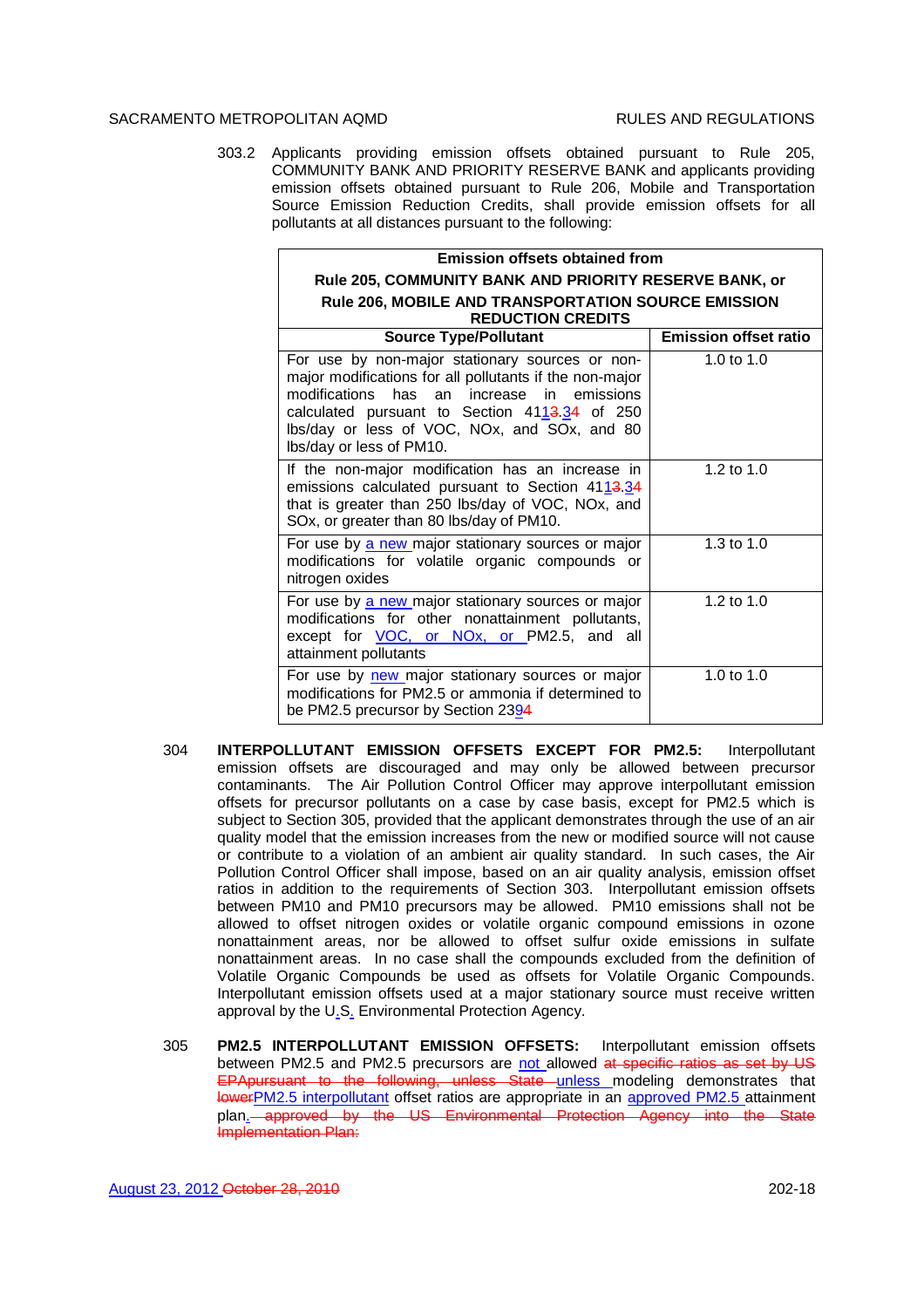303.2 Applicants providing emission offsets obtained pursuant to Rule 205, COMMUNITY BANK AND PRIORITY RESERVE BANK and applicants providing emission offsets obtained pursuant to Rule 206, Mobile and Transportation Source Emission Reduction Credits, shall provide emission offsets for all pollutants at all distances pursuant to the following:

| **Emission offsets obtained from Rule 205, COMMUNITY BANK AND PRIORITY RESERVE BANK, or Rule 206, MOBILE AND TRANSPORTATION SOURCE EMISSION REDUCTION CREDITS** | |
|---|---|
| **Source Type/Pollutant** | **Emission offset ratio** |
| For use by non-major stationary sources or non-major modifications for all pollutants if the non-major modifications has an increase in emissions calculated pursuant to Section 4113.34 of 250 lbs/day or less of VOC, NOx, and SOx, and 80 lbs/day or less of PM10. | 1.0 to 1.0 |
| If the non-major modification has an increase in emissions calculated pursuant to Section 4113.34 that is greater than 250 lbs/day of VOC, NOx, and SOx, or greater than 80 lbs/day of PM10. | 1.2 to 1.0 |
| For use by a new major stationary sources or major modifications for volatile organic compounds or nitrogen oxides | 1.3 to 1.0 |
| For use by a new major stationary sources or major modifications for other nonattainment pollutants, except for VOC, or NOx, or PM2.5, and all attainment pollutants | 1.2 to 1.0 |
| For use by new major stationary sources or major modifications for PM2.5 or ammonia if determined to be PM2.5 precursor by Section 2394 | 1.0 to 1.0 |

304 **INTERPOLLUTANT EMISSION OFFSETS EXCEPT FOR PM2.5:** Interpollutant emission offsets are discouraged and may only be allowed between precursor contaminants. The Air Pollution Control Officer may approve interpollutant emission offsets for precursor pollutants on a case by case basis, except for PM2.5 which is subject to Section 305, provided that the applicant demonstrates through the use of an air quality model that the emission increases from the new or modified source will not cause or contribute to a violation of an ambient air quality standard. In such cases, the Air Pollution Control Officer shall impose, based on an air quality analysis, emission offset ratios in addition to the requirements of Section 303. Interpollutant emission offsets between PM10 and PM10 precursors may be allowed. PM10 emissions shall not be allowed to offset nitrogen oxides or volatile organic compound emissions in ozone nonattainment areas, nor be allowed to offset sulfur oxide emissions in sulfate nonattainment areas. In no case shall the compounds excluded from the definition of Volatile Organic Compounds be used as offsets for Volatile Organic Compounds. Interpollutant emission offsets used at a major stationary source must receive written approval by the U.S. Environmental Protection Agency.

305 **PM2.5 INTERPOLLUTANT EMISSION OFFSETS:** Interpollutant emission offsets between PM2.5 and PM2.5 precursors are not allowed ~~at specific ratios as set by US EPApursuant to the following, unless State~~ unless modeling demonstrates that ~~lower~~PM2.5 interpollutant offset ratios are appropriate in an approved PM2.5 attainment plan. ~~approved by the US Environmental Protection Agency into the State Implementation Plan:~~

August 23, 2012 ~~October 28, 2010~~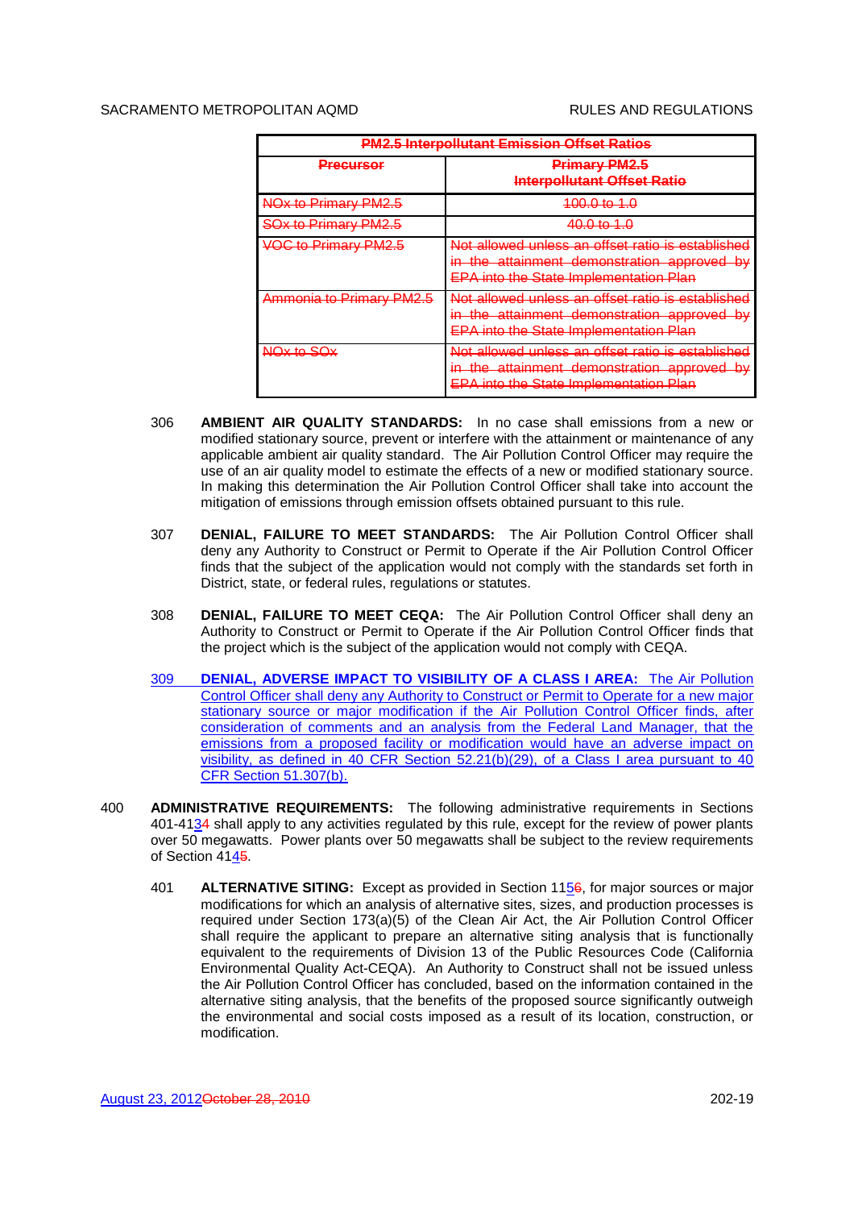| ~~PM2.5 Interpollutant Emission Offset Ratios~~ | |
|---|---|
| ~~Precursor~~ | ~~Primary PM2.5 Interpollutant Offset Ratio~~ |
| ~~NOx to Primary PM2.5~~ | ~~100.0 to 1.0~~ |
| ~~SOx to Primary PM2.5~~ | ~~40.0 to 1.0~~ |
| ~~VOC to Primary PM2.5~~ | ~~Not allowed unless an offset ratio is established in the attainment demonstration approved by EPA into the State Implementation Plan~~ |
| ~~Ammonia to Primary PM2.5~~ | ~~Not allowed unless an offset ratio is established in the attainment demonstration approved by EPA into the State Implementation Plan~~ |
| ~~NOx to SOx~~ | ~~Not allowed unless an offset ratio is established in the attainment demonstration approved by EPA into the State Implementation Plan~~ |

306 **AMBIENT AIR QUALITY STANDARDS:** In no case shall emissions from a new or modified stationary source, prevent or interfere with the attainment or maintenance of any applicable ambient air quality standard. The Air Pollution Control Officer may require the use of an air quality model to estimate the effects of a new or modified stationary source. In making this determination the Air Pollution Control Officer shall take into account the mitigation of emissions through emission offsets obtained pursuant to this rule.

307 **DENIAL, FAILURE TO MEET STANDARDS:** The Air Pollution Control Officer shall deny any Authority to Construct or Permit to Operate if the Air Pollution Control Officer finds that the subject of the application would not comply with the standards set forth in District, state, or federal rules, regulations or statutes.

308 **DENIAL, FAILURE TO MEET CEQA:** The Air Pollution Control Officer shall deny an Authority to Construct or Permit to Operate if the Air Pollution Control Officer finds that the project which is the subject of the application would not comply with CEQA.

309 **DENIAL, ADVERSE IMPACT TO VISIBILITY OF A CLASS I AREA:** The Air Pollution Control Officer shall deny any Authority to Construct or Permit to Operate for a new major stationary source or major modification if the Air Pollution Control Officer finds, after consideration of comments and an analysis from the Federal Land Manager, that the emissions from a proposed facility or modification would have an adverse impact on visibility, as defined in 40 CFR Section 52.21(b)(29), of a Class I area pursuant to 40 CFR Section 51.307(b).

400 **ADMINISTRATIVE REQUIREMENTS:** The following administrative requirements in Sections 401-41~~3~~4 shall apply to any activities regulated by this rule, except for the review of power plants over 50 megawatts. Power plants over 50 megawatts shall be subject to the review requirements of Section 41~~4~~5.

401 **ALTERNATIVE SITING:** Except as provided in Section 11~~5~~6, for major sources or major modifications for which an analysis of alternative sites, sizes, and production processes is required under Section 173(a)(5) of the Clean Air Act, the Air Pollution Control Officer shall require the applicant to prepare an alternative siting analysis that is functionally equivalent to the requirements of Division 13 of the Public Resources Code (California Environmental Quality Act-CEQA). An Authority to Construct shall not be issued unless the Air Pollution Control Officer has concluded, based on the information contained in the alternative siting analysis, that the benefits of the proposed source significantly outweigh the environmental and social costs imposed as a result of its location, construction, or modification.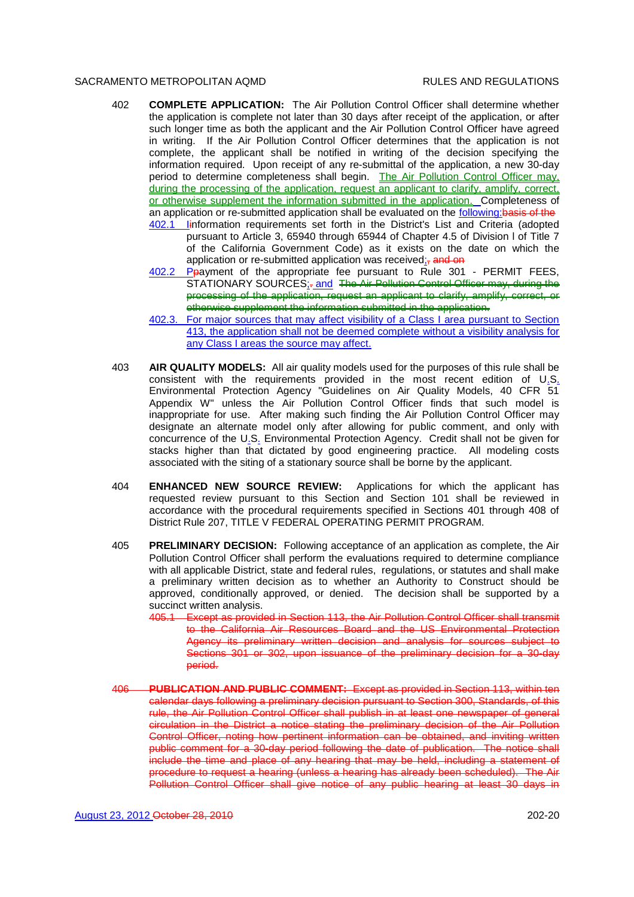402 **COMPLETE APPLICATION:** The Air Pollution Control Officer shall determine whether the application is complete not later than 30 days after receipt of the application, or after such longer time as both the applicant and the Air Pollution Control Officer have agreed in writing. If the Air Pollution Control Officer determines that the application is not complete, the applicant shall be notified in writing of the decision specifying the information required. Upon receipt of any re-submittal of the application, a new 30-day period to determine completeness shall begin. The Air Pollution Control Officer may, during the processing of the application, request an applicant to clarify, amplify, correct, or otherwise supplement the information submitted in the application. Completeness of an application or re-submitted application shall be evaluated on the following:basis of the

402.1 Iinformation requirements set forth in the District's List and Criteria (adopted pursuant to Article 3, 65940 through 65944 of Chapter 4.5 of Division I of Title 7 of the California Government Code) as it exists on the date on which the application or re-submitted application was received;, and on

402.2 Ppayment of the appropriate fee pursuant to Rule 301 - PERMIT FEES, STATIONARY SOURCES;. and ~~The Air Pollution Control Officer may, during the processing of the application, request an applicant to clarify, amplify, correct, or otherwise supplement the information submitted in the application.~~

402.3. For major sources that may affect visibility of a Class I area pursuant to Section 413, the application shall not be deemed complete without a visibility analysis for any Class I areas the source may affect.

403 **AIR QUALITY MODELS:** All air quality models used for the purposes of this rule shall be consistent with the requirements provided in the most recent edition of U.S. Environmental Protection Agency "Guidelines on Air Quality Models, 40 CFR 51 Appendix W" unless the Air Pollution Control Officer finds that such model is inappropriate for use. After making such finding the Air Pollution Control Officer may designate an alternate model only after allowing for public comment, and only with concurrence of the U.S. Environmental Protection Agency. Credit shall not be given for stacks higher than that dictated by good engineering practice. All modeling costs associated with the siting of a stationary source shall be borne by the applicant.

404 **ENHANCED NEW SOURCE REVIEW:** Applications for which the applicant has requested review pursuant to this Section and Section 101 shall be reviewed in accordance with the procedural requirements specified in Sections 401 through 408 of District Rule 207, TITLE V FEDERAL OPERATING PERMIT PROGRAM.

405 **PRELIMINARY DECISION:** Following acceptance of an application as complete, the Air Pollution Control Officer shall perform the evaluations required to determine compliance with all applicable District, state and federal rules, regulations, or statutes and shall make a preliminary written decision as to whether an Authority to Construct should be approved, conditionally approved, or denied. The decision shall be supported by a succinct written analysis.

~~405.1 Except as provided in Section 113, the Air Pollution Control Officer shall transmit to the California Air Resources Board and the US Environmental Protection Agency its preliminary written decision and analysis for sources subject to Sections 301 or 302, upon issuance of the preliminary decision for a 30-day period.~~

~~406 **PUBLICATION AND PUBLIC COMMENT:** Except as provided in Section 113, within ten calendar days following a preliminary decision pursuant to Section 300, Standards, of this rule, the Air Pollution Control Officer shall publish in at least one newspaper of general circulation in the District a notice stating the preliminary decision of the Air Pollution Control Officer, noting how pertinent information can be obtained, and inviting written public comment for a 30-day period following the date of publication. The notice shall include the time and place of any hearing that may be held, including a statement of procedure to request a hearing (unless a hearing has already been scheduled). The Air Pollution Control Officer shall give notice of any public hearing at least 30 days in~~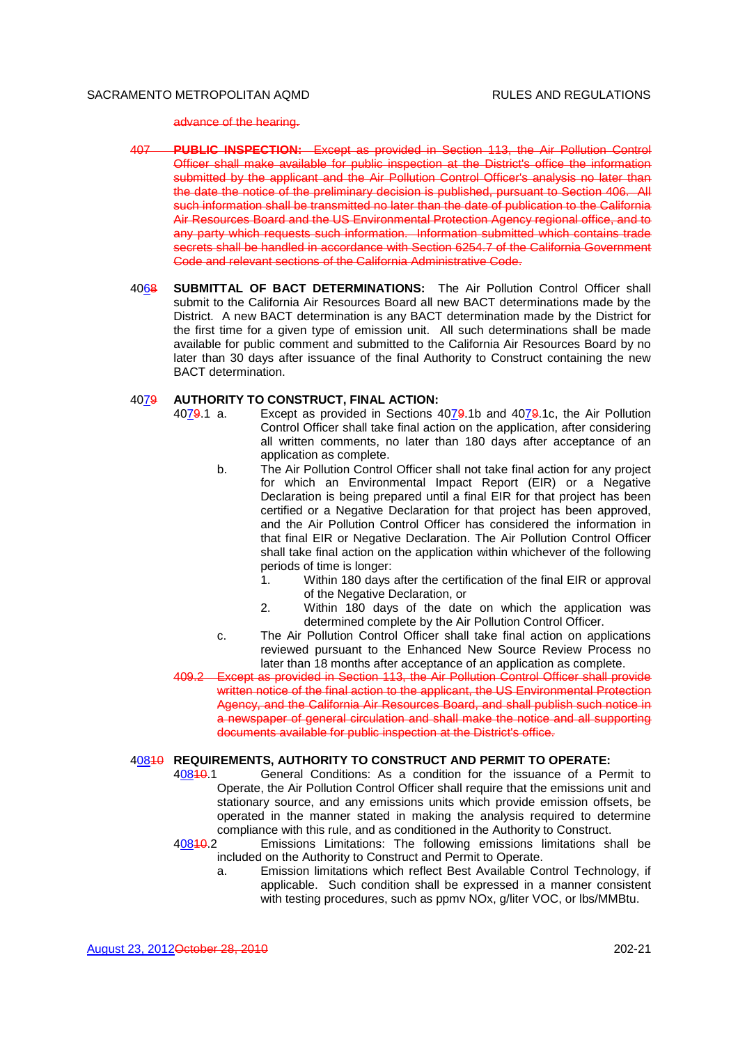~~advance of the hearing.~~

~~407 **PUBLIC INSPECTION:** Except as provided in Section 113, the Air Pollution Control Officer shall make available for public inspection at the District's office the information submitted by the applicant and the Air Pollution Control Officer's analysis no later than the date the notice of the preliminary decision is published, pursuant to Section 406. All such information shall be transmitted no later than the date of publication to the California Air Resources Board and the US Environmental Protection Agency regional office, and to any party which requests such information. Information submitted which contains trade secrets shall be handled in accordance with Section 6254.7 of the California Government Code and relevant sections of the California Administrative Code.~~

40<u>6</u>~~8~~ **SUBMITTAL OF BACT DETERMINATIONS:** The Air Pollution Control Officer shall submit to the California Air Resources Board all new BACT determinations made by the District. A new BACT determination is any BACT determination made by the District for the first time for a given type of emission unit. All such determinations shall be made available for public comment and submitted to the California Air Resources Board by no later than 30 days after issuance of the final Authority to Construct containing the new BACT determination.

40<u>7</u>~~9~~ **AUTHORITY TO CONSTRUCT, FINAL ACTION:**

40<u>7</u>~~9~~.1 a. Except as provided in Sections 40<u>7</u>~~9~~.1b and 40<u>7</u>~~9~~.1c, the Air Pollution Control Officer shall take final action on the application, after considering all written comments, no later than 180 days after acceptance of an application as complete.

b. The Air Pollution Control Officer shall not take final action for any project for which an Environmental Impact Report (EIR) or a Negative Declaration is being prepared until a final EIR for that project has been certified or a Negative Declaration for that project has been approved, and the Air Pollution Control Officer has considered the information in that final EIR or Negative Declaration. The Air Pollution Control Officer shall take final action on the application within whichever of the following periods of time is longer:

1. Within 180 days after the certification of the final EIR or approval of the Negative Declaration, or
2. Within 180 days of the date on which the application was determined complete by the Air Pollution Control Officer.

c. The Air Pollution Control Officer shall take final action on applications reviewed pursuant to the Enhanced New Source Review Process no later than 18 months after acceptance of an application as complete.

~~409.2 Except as provided in Section 113, the Air Pollution Control Officer shall provide written notice of the final action to the applicant, the US Environmental Protection Agency, and the California Air Resources Board, and shall publish such notice in a newspaper of general circulation and shall make the notice and all supporting documents available for public inspection at the District's office.~~

4<u>08</u>~~10~~ **REQUIREMENTS, AUTHORITY TO CONSTRUCT AND PERMIT TO OPERATE:**

4<u>08</u>~~10~~.1 General Conditions: As a condition for the issuance of a Permit to Operate, the Air Pollution Control Officer shall require that the emissions unit and stationary source, and any emissions units which provide emission offsets, be operated in the manner stated in making the analysis required to determine compliance with this rule, and as conditioned in the Authority to Construct.

4<u>08</u>~~10~~.2 Emissions Limitations: The following emissions limitations shall be included on the Authority to Construct and Permit to Operate.

a. Emission limitations which reflect Best Available Control Technology, if applicable. Such condition shall be expressed in a manner consistent with testing procedures, such as ppmv NOx, g/liter VOC, or lbs/MMBtu.

<u>August 23, 2012</u>~~October 28, 2010~~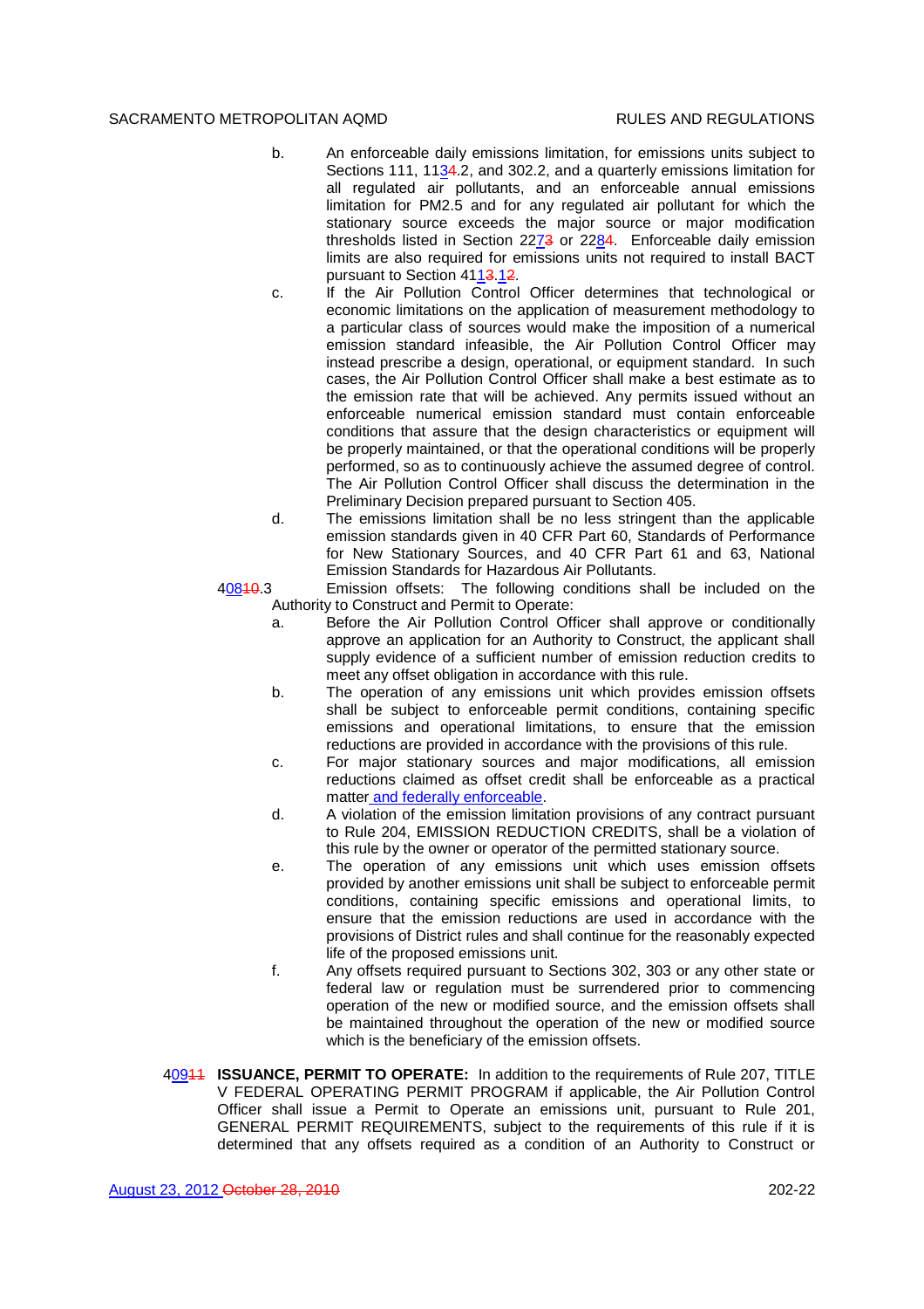b. An enforceable daily emissions limitation, for emissions units subject to Sections 111, 1134.2, and 302.2, and a quarterly emissions limitation for all regulated air pollutants, and an enforceable annual emissions limitation for PM2.5 and for any regulated air pollutant for which the stationary source exceeds the major source or major modification thresholds listed in Section 2273 or 2284. Enforceable daily emission limits are also required for emissions units not required to install BACT pursuant to Section 4113.12.

c. If the Air Pollution Control Officer determines that technological or economic limitations on the application of measurement methodology to a particular class of sources would make the imposition of a numerical emission standard infeasible, the Air Pollution Control Officer may instead prescribe a design, operational, or equipment standard. In such cases, the Air Pollution Control Officer shall make a best estimate as to the emission rate that will be achieved. Any permits issued without an enforceable numerical emission standard must contain enforceable conditions that assure that the design characteristics or equipment will be properly maintained, or that the operational conditions will be properly performed, so as to continuously achieve the assumed degree of control. The Air Pollution Control Officer shall discuss the determination in the Preliminary Decision prepared pursuant to Section 405.

d. The emissions limitation shall be no less stringent than the applicable emission standards given in 40 CFR Part 60, Standards of Performance for New Stationary Sources, and 40 CFR Part 61 and 63, National Emission Standards for Hazardous Air Pollutants.

40810.3 Emission offsets: The following conditions shall be included on the Authority to Construct and Permit to Operate:

a. Before the Air Pollution Control Officer shall approve or conditionally approve an application for an Authority to Construct, the applicant shall supply evidence of a sufficient number of emission reduction credits to meet any offset obligation in accordance with this rule.

b. The operation of any emissions unit which provides emission offsets shall be subject to enforceable permit conditions, containing specific emissions and operational limitations, to ensure that the emission reductions are provided in accordance with the provisions of this rule.

c. For major stationary sources and major modifications, all emission reductions claimed as offset credit shall be enforceable as a practical matter and federally enforceable.

d. A violation of the emission limitation provisions of any contract pursuant to Rule 204, EMISSION REDUCTION CREDITS, shall be a violation of this rule by the owner or operator of the permitted stationary source.

e. The operation of any emissions unit which uses emission offsets provided by another emissions unit shall be subject to enforceable permit conditions, containing specific emissions and operational limits, to ensure that the emission reductions are used in accordance with the provisions of District rules and shall continue for the reasonably expected life of the proposed emissions unit.

f. Any offsets required pursuant to Sections 302, 303 or any other state or federal law or regulation must be surrendered prior to commencing operation of the new or modified source, and the emission offsets shall be maintained throughout the operation of the new or modified source which is the beneficiary of the emission offsets.

40911 **ISSUANCE, PERMIT TO OPERATE:** In addition to the requirements of Rule 207, TITLE V FEDERAL OPERATING PERMIT PROGRAM if applicable, the Air Pollution Control Officer shall issue a Permit to Operate an emissions unit, pursuant to Rule 201, GENERAL PERMIT REQUIREMENTS, subject to the requirements of this rule if it is determined that any offsets required as a condition of an Authority to Construct or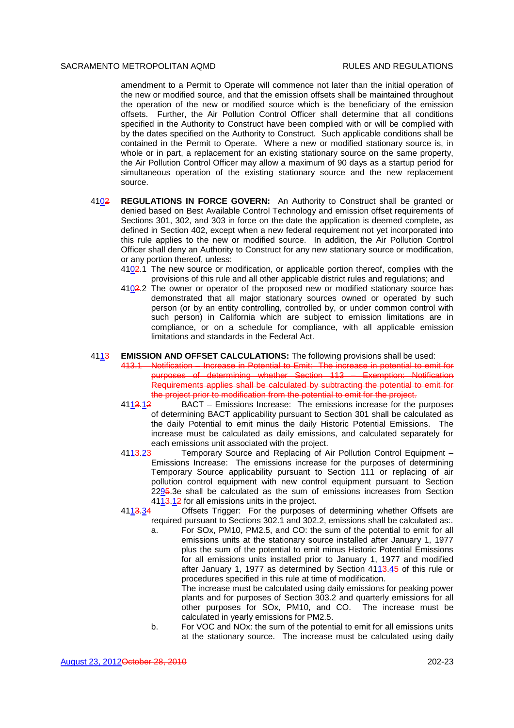amendment to a Permit to Operate will commence not later than the initial operation of the new or modified source, and that the emission offsets shall be maintained throughout the operation of the new or modified source which is the beneficiary of the emission offsets. Further, the Air Pollution Control Officer shall determine that all conditions specified in the Authority to Construct have been complied with or will be complied with by the dates specified on the Authority to Construct. Such applicable conditions shall be contained in the Permit to Operate. Where a new or modified stationary source is, in whole or in part, a replacement for an existing stationary source on the same property, the Air Pollution Control Officer may allow a maximum of 90 days as a startup period for simultaneous operation of the existing stationary source and the new replacement source.

410~~2~~ **REGULATIONS IN FORCE GOVERN:** An Authority to Construct shall be granted or denied based on Best Available Control Technology and emission offset requirements of Sections 301, 302, and 303 in force on the date the application is deemed complete, as defined in Section 402, except when a new federal requirement not yet incorporated into this rule applies to the new or modified source. In addition, the Air Pollution Control Officer shall deny an Authority to Construct for any new stationary source or modification, or any portion thereof, unless:

410~~2~~.1 The new source or modification, or applicable portion thereof, complies with the provisions of this rule and all other applicable district rules and regulations; and

410~~2~~.2 The owner or operator of the proposed new or modified stationary source has demonstrated that all major stationary sources owned or operated by such person (or by an entity controlling, controlled by, or under common control with such person) in California which are subject to emission limitations are in compliance, or on a schedule for compliance, with all applicable emission limitations and standards in the Federal Act.

411~~3~~ **EMISSION AND OFFSET CALCULATIONS:** The following provisions shall be used:

~~413.1 Notification – Increase in Potential to Emit: The increase in potential to emit for purposes of determining whether Section 113 – Exemption: Notification Requirements applies shall be calculated by subtracting the potential to emit for the project prior to modification from the potential to emit for the project.~~

411~~3~~.1~~2~~ BACT – Emissions Increase: The emissions increase for the purposes of determining BACT applicability pursuant to Section 301 shall be calculated as the daily Potential to emit minus the daily Historic Potential Emissions. The increase must be calculated as daily emissions, and calculated separately for each emissions unit associated with the project.

411~~3~~.2~~3~~ Temporary Source and Replacing of Air Pollution Control Equipment – Emissions Increase: The emissions increase for the purposes of determining Temporary Source applicability pursuant to Section 111 or replacing of air pollution control equipment with new control equipment pursuant to Section 229~~5~~.3e shall be calculated as the sum of emissions increases from Section 411~~3~~.1~~2~~ for all emissions units in the project.

411~~3~~.3~~4~~ Offsets Trigger: For the purposes of determining whether Offsets are required pursuant to Sections 302.1 and 302.2, emissions shall be calculated as:.

a. For SOx, PM10, PM2.5, and CO: the sum of the potential to emit for all emissions units at the stationary source installed after January 1, 1977 plus the sum of the potential to emit minus Historic Potential Emissions for all emissions units installed prior to January 1, 1977 and modified after January 1, 1977 as determined by Section 411~~3~~.4~~5~~ of this rule or procedures specified in this rule at time of modification.

   The increase must be calculated using daily emissions for peaking power plants and for purposes of Section 303.2 and quarterly emissions for all other purposes for SOx, PM10, and CO. The increase must be calculated in yearly emissions for PM2.5.

b. For VOC and NOx: the sum of the potential to emit for all emissions units at the stationary source. The increase must be calculated using daily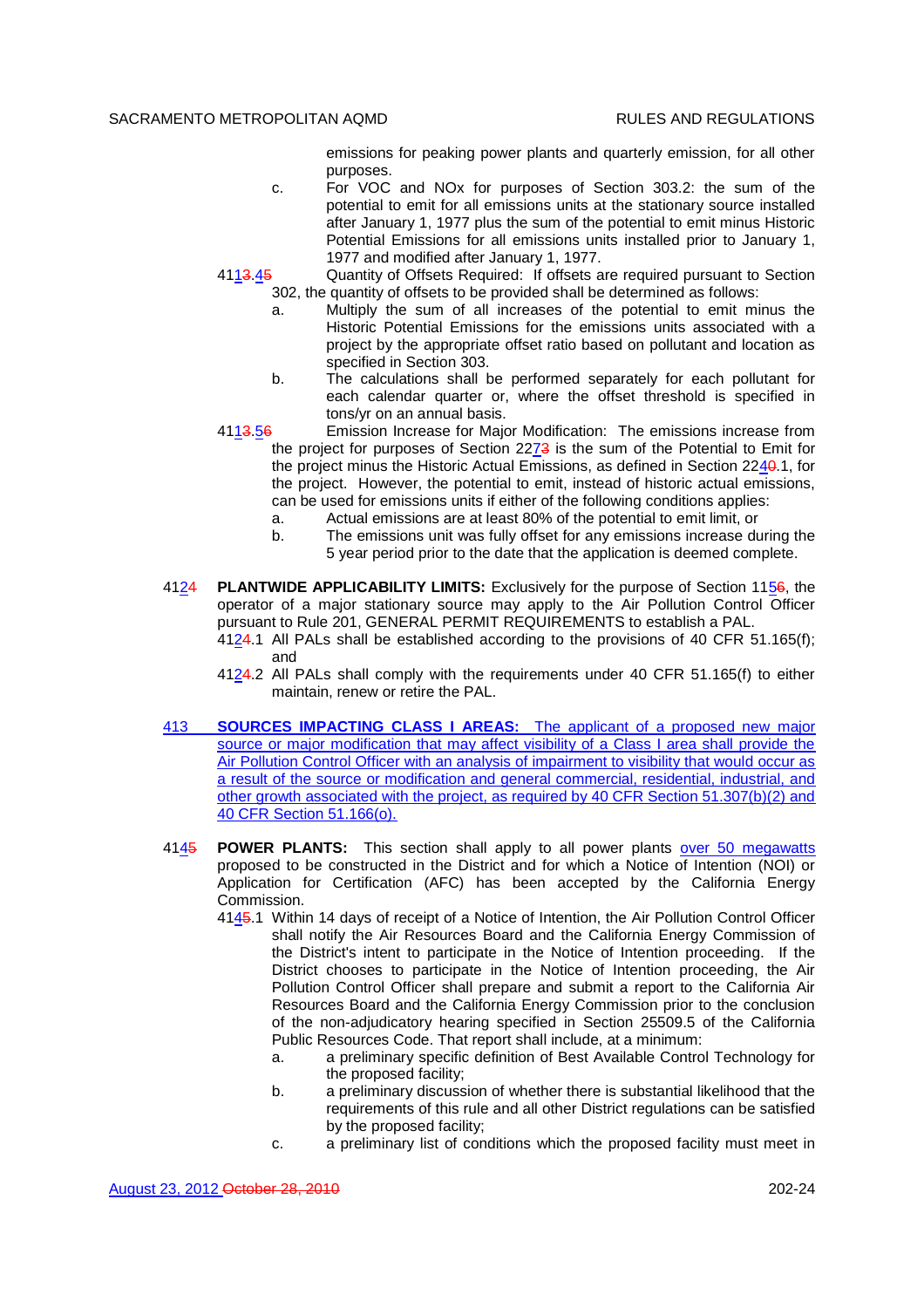emissions for peaking power plants and quarterly emission, for all other purposes.

c. For VOC and NOx for purposes of Section 303.2: the sum of the potential to emit for all emissions units at the stationary source installed after January 1, 1977 plus the sum of the potential to emit minus Historic Potential Emissions for all emissions units installed prior to January 1, 1977 and modified after January 1, 1977.

4113.45 Quantity of Offsets Required: If offsets are required pursuant to Section 302, the quantity of offsets to be provided shall be determined as follows:

a. Multiply the sum of all increases of the potential to emit minus the Historic Potential Emissions for the emissions units associated with a project by the appropriate offset ratio based on pollutant and location as specified in Section 303.

b. The calculations shall be performed separately for each pollutant for each calendar quarter or, where the offset threshold is specified in tons/yr on an annual basis.

4113.56 Emission Increase for Major Modification: The emissions increase from the project for purposes of Section 2273 is the sum of the Potential to Emit for the project minus the Historic Actual Emissions, as defined in Section 2240.1, for the project. However, the potential to emit, instead of historic actual emissions, can be used for emissions units if either of the following conditions applies:

a. Actual emissions are at least 80% of the potential to emit limit, or

b. The emissions unit was fully offset for any emissions increase during the 5 year period prior to the date that the application is deemed complete.

4124 **PLANTWIDE APPLICABILITY LIMITS:** Exclusively for the purpose of Section 1156, the operator of a major stationary source may apply to the Air Pollution Control Officer pursuant to Rule 201, GENERAL PERMIT REQUIREMENTS to establish a PAL.

4124.1 All PALs shall be established according to the provisions of 40 CFR 51.165(f); and

4124.2 All PALs shall comply with the requirements under 40 CFR 51.165(f) to either maintain, renew or retire the PAL.

413 **SOURCES IMPACTING CLASS I AREAS:** The applicant of a proposed new major source or major modification that may affect visibility of a Class I area shall provide the Air Pollution Control Officer with an analysis of impairment to visibility that would occur as a result of the source or modification and general commercial, residential, industrial, and other growth associated with the project, as required by 40 CFR Section 51.307(b)(2) and 40 CFR Section 51.166(o).

4145 **POWER PLANTS:** This section shall apply to all power plants over 50 megawatts proposed to be constructed in the District and for which a Notice of Intention (NOI) or Application for Certification (AFC) has been accepted by the California Energy Commission.

4145.1 Within 14 days of receipt of a Notice of Intention, the Air Pollution Control Officer shall notify the Air Resources Board and the California Energy Commission of the District's intent to participate in the Notice of Intention proceeding. If the District chooses to participate in the Notice of Intention proceeding, the Air Pollution Control Officer shall prepare and submit a report to the California Air Resources Board and the California Energy Commission prior to the conclusion of the non-adjudicatory hearing specified in Section 25509.5 of the California Public Resources Code. That report shall include, at a minimum:

a. a preliminary specific definition of Best Available Control Technology for the proposed facility;

b. a preliminary discussion of whether there is substantial likelihood that the requirements of this rule and all other District regulations can be satisfied by the proposed facility;

c. a preliminary list of conditions which the proposed facility must meet in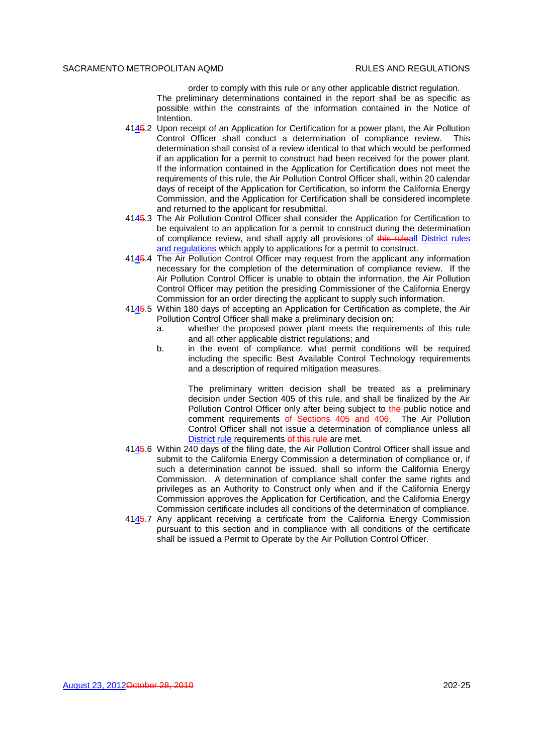order to comply with this rule or any other applicable district regulation. The preliminary determinations contained in the report shall be as specific as possible within the constraints of the information contained in the Notice of Intention.

41~~5~~4.2 Upon receipt of an Application for Certification for a power plant, the Air Pollution Control Officer shall conduct a determination of compliance review. This determination shall consist of a review identical to that which would be performed if an application for a permit to construct had been received for the power plant. If the information contained in the Application for Certification does not meet the requirements of this rule, the Air Pollution Control Officer shall, within 20 calendar days of receipt of the Application for Certification, so inform the California Energy Commission, and the Application for Certification shall be considered incomplete and returned to the applicant for resubmittal.

41~~5~~4.3 The Air Pollution Control Officer shall consider the Application for Certification to be equivalent to an application for a permit to construct during the determination of compliance review, and shall apply all provisions of ~~this rule~~all District rules and regulations which apply to applications for a permit to construct.

41~~5~~4.4 The Air Pollution Control Officer may request from the applicant any information necessary for the completion of the determination of compliance review. If the Air Pollution Control Officer is unable to obtain the information, the Air Pollution Control Officer may petition the presiding Commissioner of the California Energy Commission for an order directing the applicant to supply such information.

41~~5~~4.5 Within 180 days of accepting an Application for Certification as complete, the Air Pollution Control Officer shall make a preliminary decision on:

a. whether the proposed power plant meets the requirements of this rule and all other applicable district regulations; and

b. in the event of compliance, what permit conditions will be required including the specific Best Available Control Technology requirements and a description of required mitigation measures.

The preliminary written decision shall be treated as a preliminary decision under Section 405 of this rule, and shall be finalized by the Air Pollution Control Officer only after being subject to ~~the~~ public notice and comment requirements ~~of Sections 405 and 406~~. The Air Pollution Control Officer shall not issue a determination of compliance unless all District rule requirements ~~of this rule~~ are met.

41~~5~~4.6 Within 240 days of the filing date, the Air Pollution Control Officer shall issue and submit to the California Energy Commission a determination of compliance or, if such a determination cannot be issued, shall so inform the California Energy Commission. A determination of compliance shall confer the same rights and privileges as an Authority to Construct only when and if the California Energy Commission approves the Application for Certification, and the California Energy Commission certificate includes all conditions of the determination of compliance.

41~~5~~4.7 Any applicant receiving a certificate from the California Energy Commission pursuant to this section and in compliance with all conditions of the certificate shall be issued a Permit to Operate by the Air Pollution Control Officer.